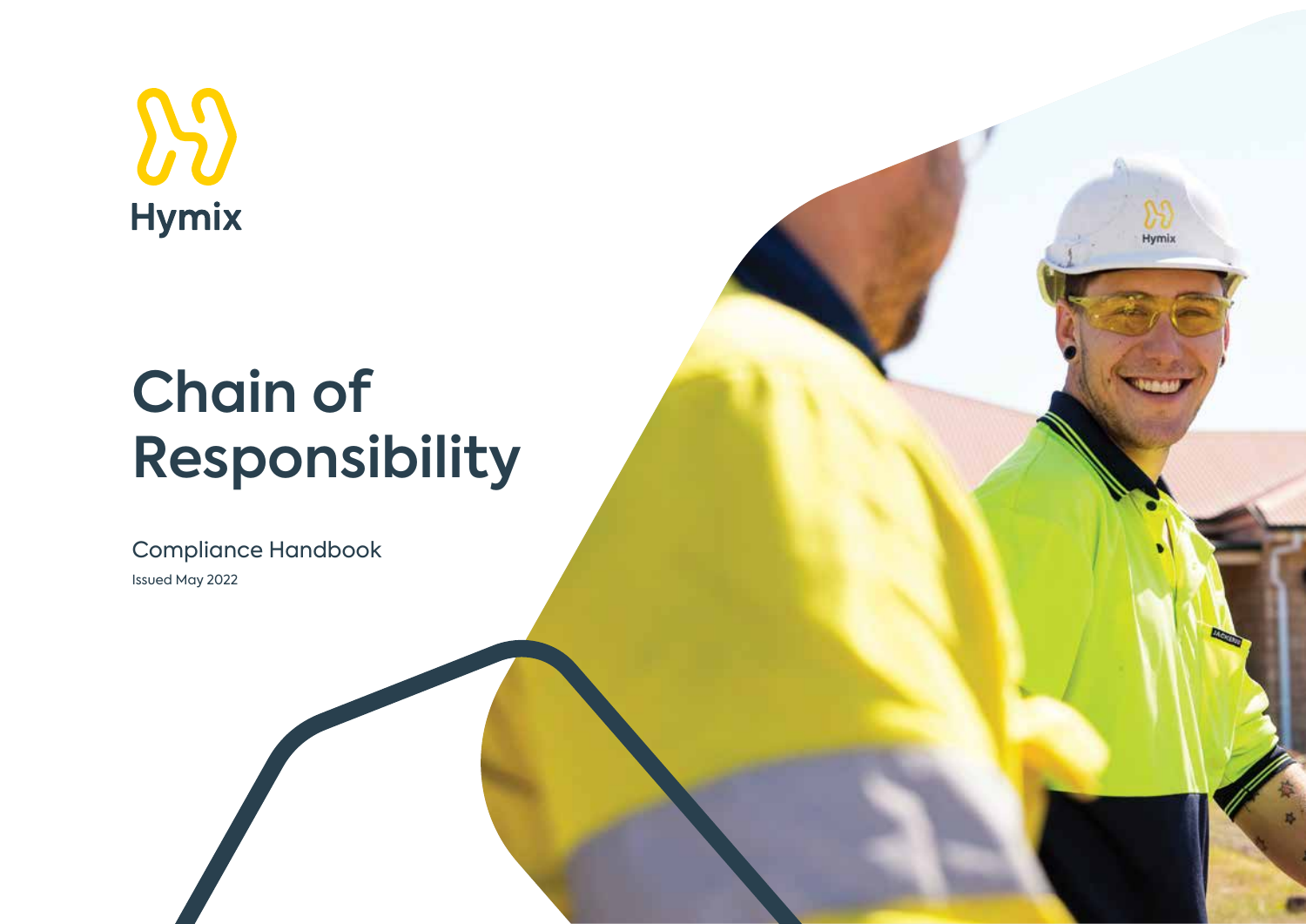Hymix

# Chain of Responsibility

Compliance Handbook

Issued May 2022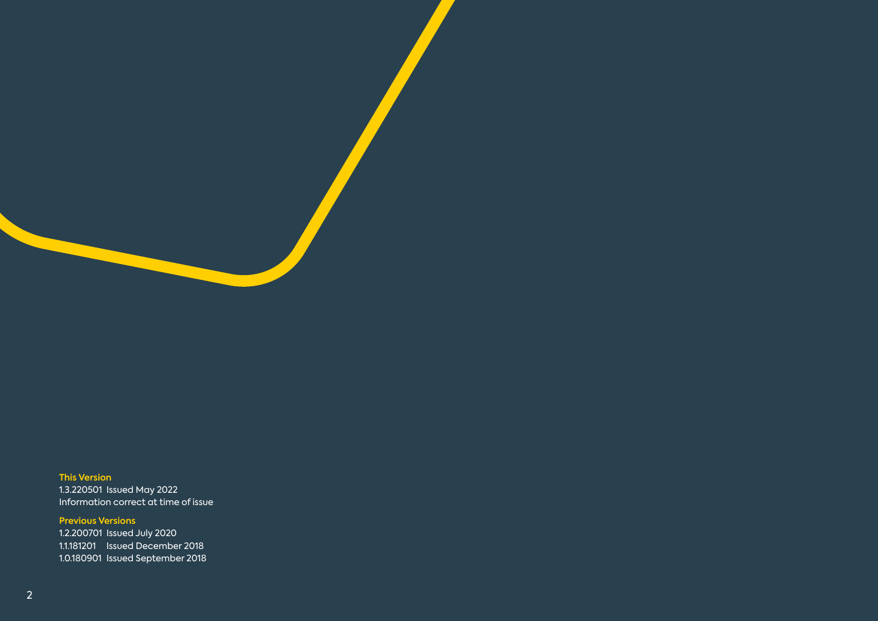**This Version**

1.3.220501 Issued May 2022
Information correct at time of issue

**Previous Versions**

1.2.200701 Issued July 2020
1.1.181201 Issued December 2018
1.0.180901 Issued September 2018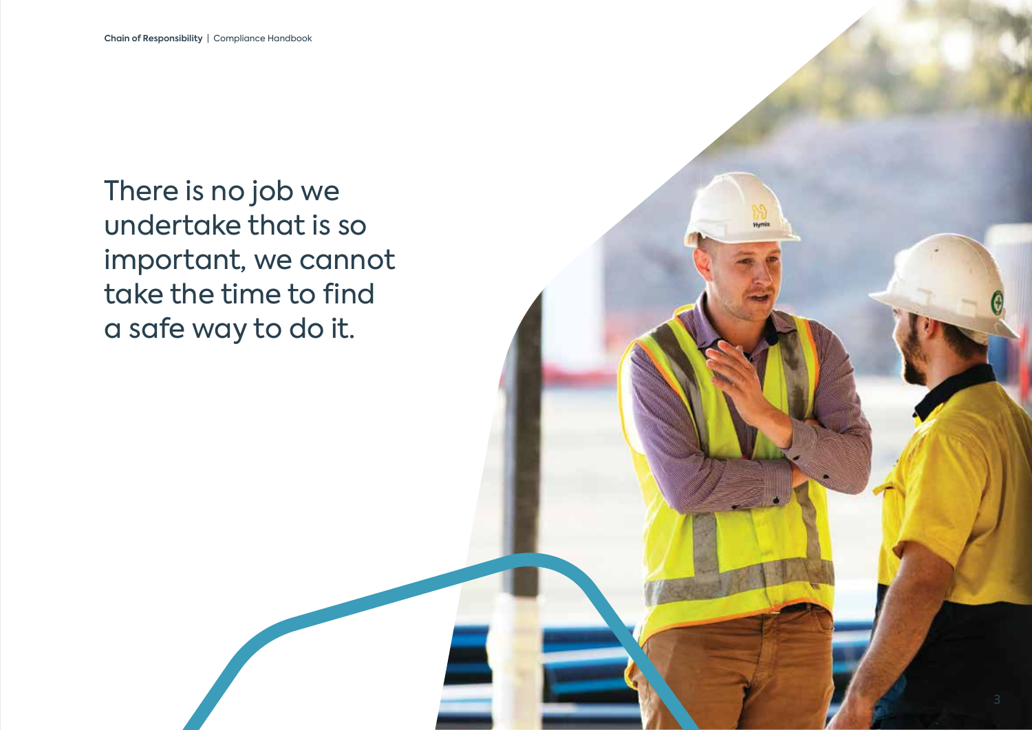There is no job we undertake that is so important, we cannot take the time to find a safe way to do it.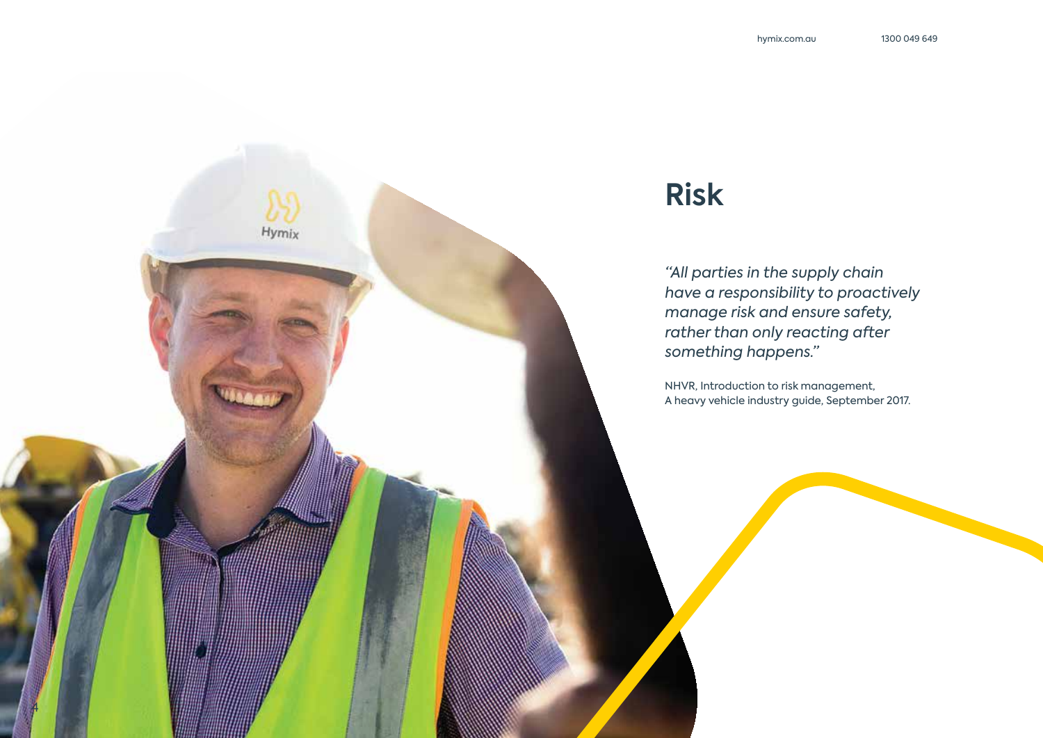# Risk

*"All parties in the supply chain have a responsibility to proactively manage risk and ensure safety, rather than only reacting after something happens."*

NHVR, Introduction to risk management, A heavy vehicle industry guide, September 2017.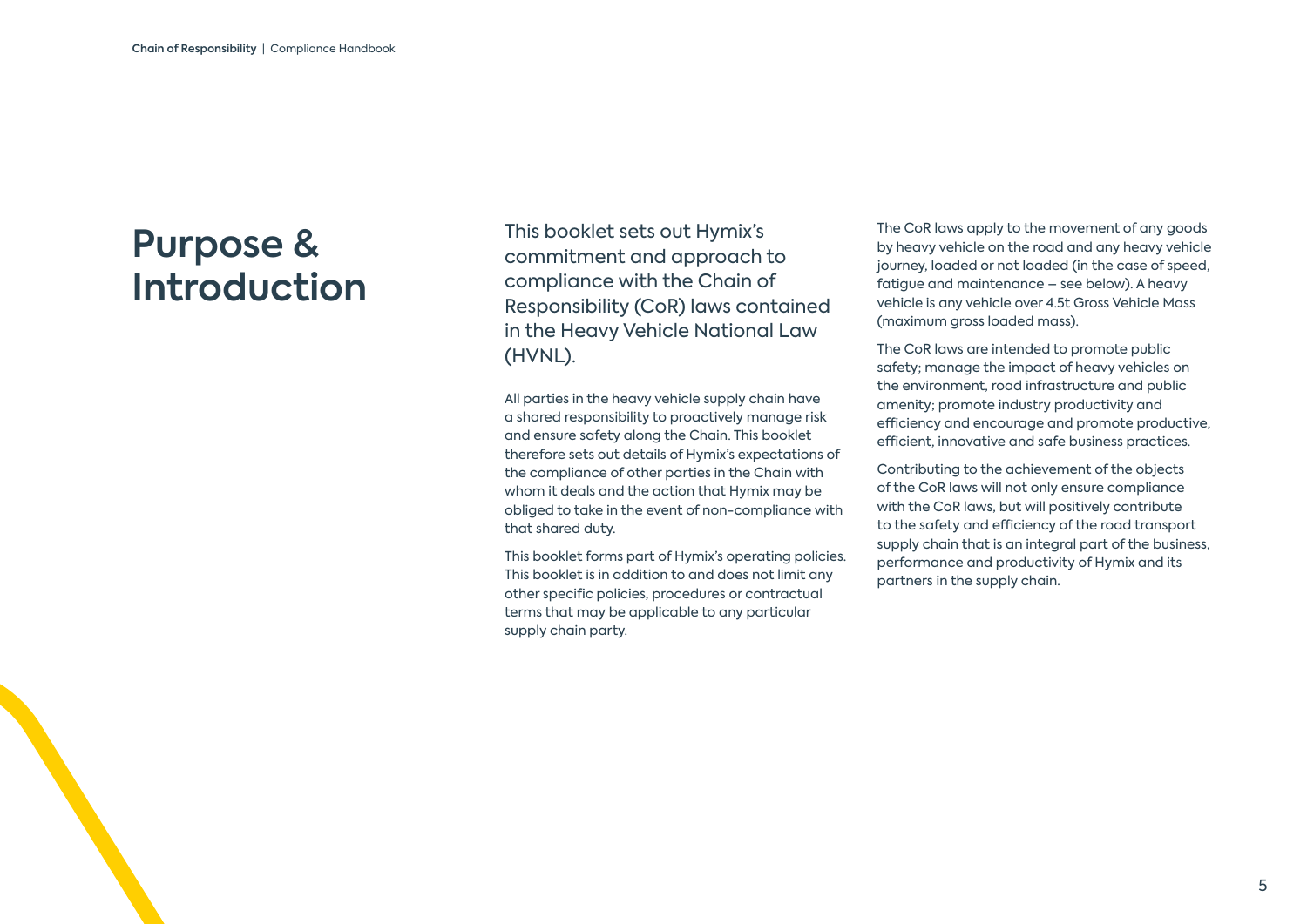# Purpose & Introduction

This booklet sets out Hymix's commitment and approach to compliance with the Chain of Responsibility (CoR) laws contained in the Heavy Vehicle National Law (HVNL).

All parties in the heavy vehicle supply chain have a shared responsibility to proactively manage risk and ensure safety along the Chain. This booklet therefore sets out details of Hymix's expectations of the compliance of other parties in the Chain with whom it deals and the action that Hymix may be obliged to take in the event of non-compliance with that shared duty.

This booklet forms part of Hymix's operating policies. This booklet is in addition to and does not limit any other specific policies, procedures or contractual terms that may be applicable to any particular supply chain party.

The CoR laws apply to the movement of any goods by heavy vehicle on the road and any heavy vehicle journey, loaded or not loaded (in the case of speed, fatigue and maintenance – see below). A heavy vehicle is any vehicle over 4.5t Gross Vehicle Mass (maximum gross loaded mass).

The CoR laws are intended to promote public safety; manage the impact of heavy vehicles on the environment, road infrastructure and public amenity; promote industry productivity and efficiency and encourage and promote productive, efficient, innovative and safe business practices.

Contributing to the achievement of the objects of the CoR laws will not only ensure compliance with the CoR laws, but will positively contribute to the safety and efficiency of the road transport supply chain that is an integral part of the business, performance and productivity of Hymix and its partners in the supply chain.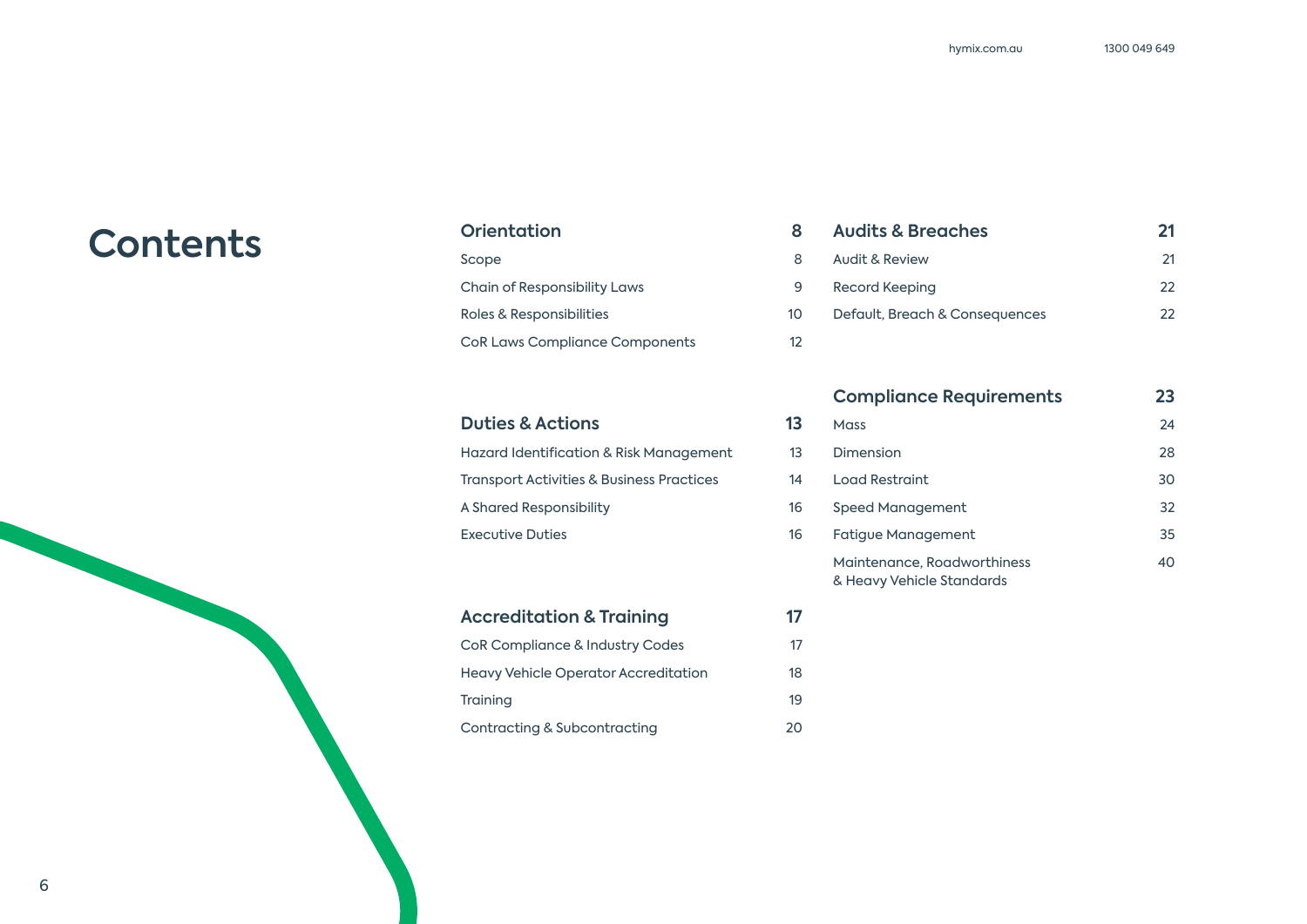# Contents

| Orientation | 8 |
|---|---|
| Scope | 8 |
| Chain of Responsibility Laws | 9 |
| Roles & Responsibilities | 10 |
| CoR Laws Compliance Components | 12 |

| Duties & Actions | 13 |
|---|---|
| Hazard Identification & Risk Management | 13 |
| Transport Activities & Business Practices | 14 |
| A Shared Responsibility | 16 |
| Executive Duties | 16 |

| Accreditation & Training | 17 |
|---|---|
| CoR Compliance & Industry Codes | 17 |
| Heavy Vehicle Operator Accreditation | 18 |
| Training | 19 |
| Contracting & Subcontracting | 20 |

| Audits & Breaches | 21 |
|---|---|
| Audit & Review | 21 |
| Record Keeping | 22 |
| Default, Breach & Consequences | 22 |

| Compliance Requirements | 23 |
|---|---|
| Mass | 24 |
| Dimension | 28 |
| Load Restraint | 30 |
| Speed Management | 32 |
| Fatigue Management | 35 |
| Maintenance, Roadworthiness & Heavy Vehicle Standards | 40 |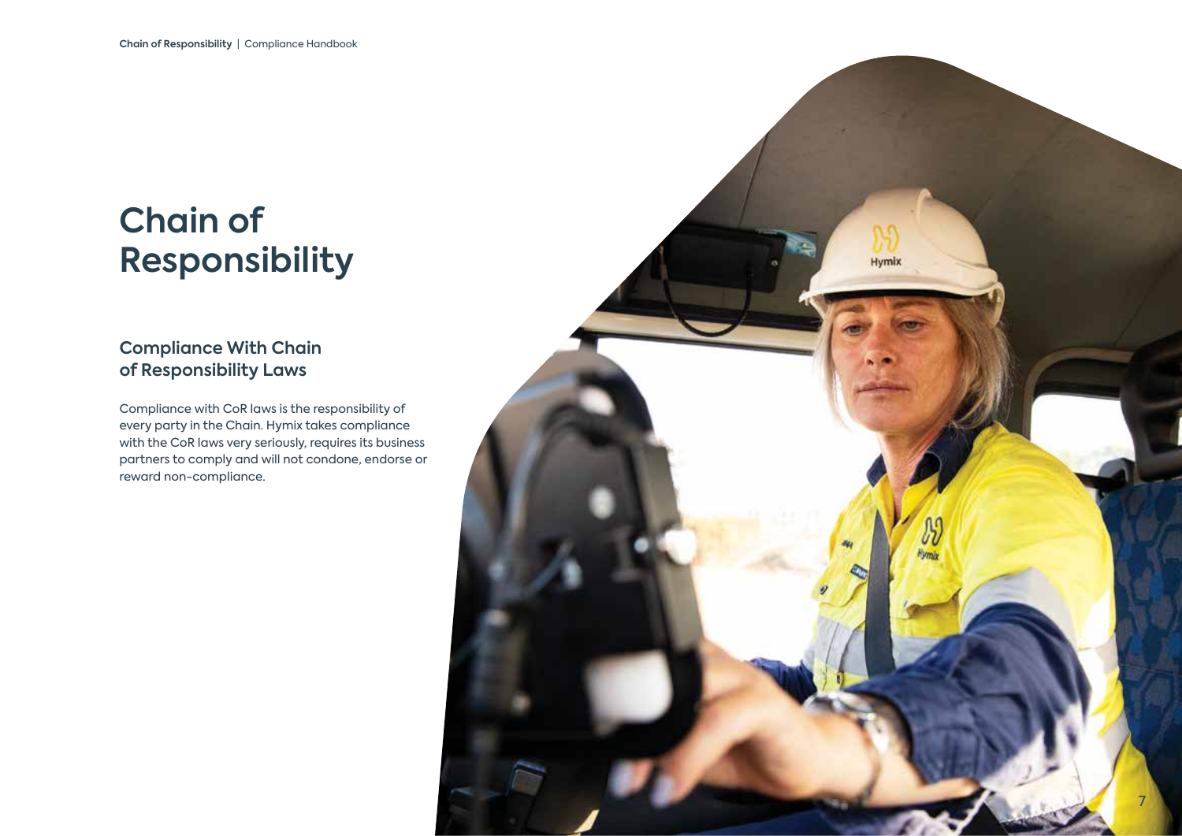# Chain of Responsibility

## Compliance With Chain of Responsibility Laws

Compliance with CoR laws is the responsibility of every party in the Chain. Hymix takes compliance with the CoR laws very seriously, requires its business partners to comply and will not condone, endorse or reward non-compliance.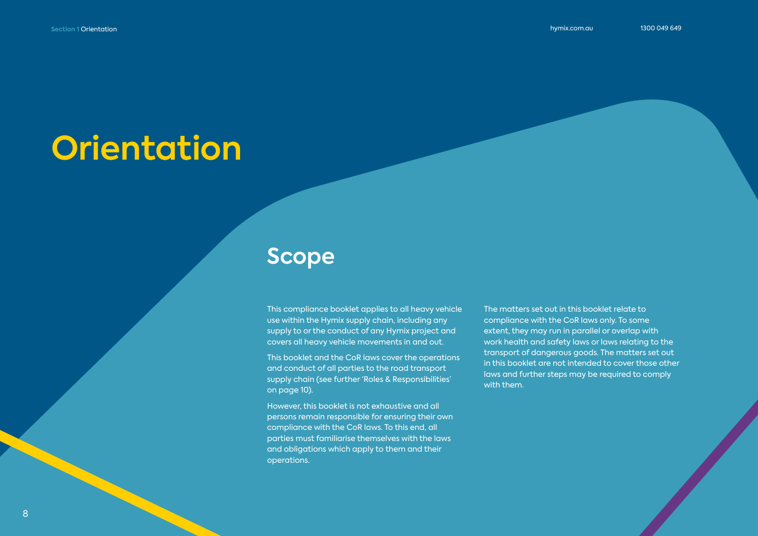# Orientation

## Scope

This compliance booklet applies to all heavy vehicle use within the Hymix supply chain, including any supply to or the conduct of any Hymix project and covers all heavy vehicle movements in and out.

This booklet and the CoR laws cover the operations and conduct of all parties to the road transport supply chain (see further 'Roles & Responsibilities' on page 10).

However, this booklet is not exhaustive and all persons remain responsible for ensuring their own compliance with the CoR laws. To this end, all parties must familiarise themselves with the laws and obligations which apply to them and their operations.

The matters set out in this booklet relate to compliance with the CoR laws only. To some extent, they may run in parallel or overlap with work health and safety laws or laws relating to the transport of dangerous goods. The matters set out in this booklet are not intended to cover those other laws and further steps may be required to comply with them.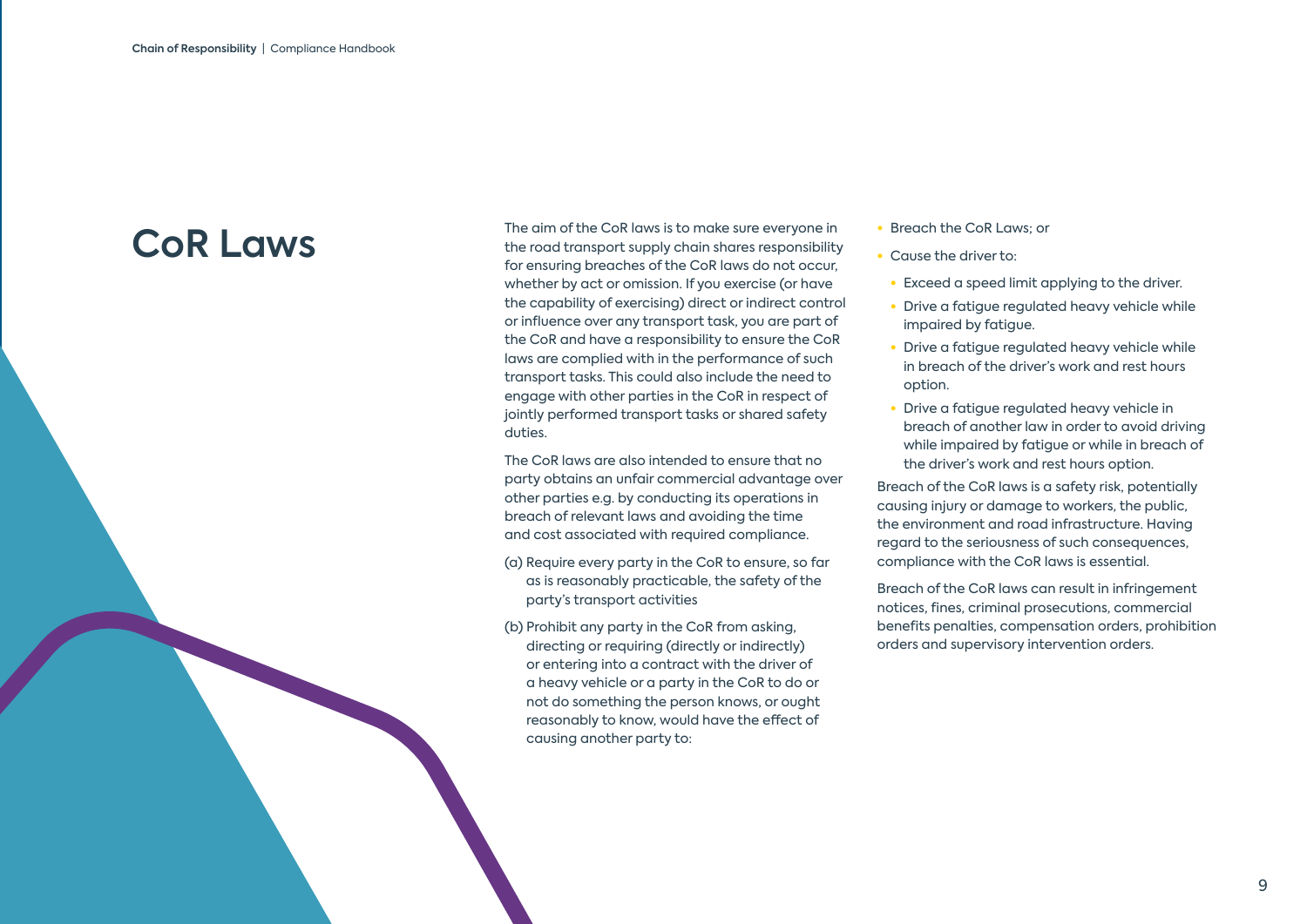# CoR Laws

The aim of the CoR laws is to make sure everyone in the road transport supply chain shares responsibility for ensuring breaches of the CoR laws do not occur, whether by act or omission. If you exercise (or have the capability of exercising) direct or indirect control or influence over any transport task, you are part of the CoR and have a responsibility to ensure the CoR laws are complied with in the performance of such transport tasks. This could also include the need to engage with other parties in the CoR in respect of jointly performed transport tasks or shared safety duties.

The CoR laws are also intended to ensure that no party obtains an unfair commercial advantage over other parties e.g. by conducting its operations in breach of relevant laws and avoiding the time and cost associated with required compliance.

(a) Require every party in the CoR to ensure, so far as is reasonably practicable, the safety of the party's transport activities

(b) Prohibit any party in the CoR from asking, directing or requiring (directly or indirectly) or entering into a contract with the driver of a heavy vehicle or a party in the CoR to do or not do something the person knows, or ought reasonably to know, would have the effect of causing another party to:

- Breach the CoR Laws; or
- Cause the driver to:
  - Exceed a speed limit applying to the driver.
  - Drive a fatigue regulated heavy vehicle while impaired by fatigue.
  - Drive a fatigue regulated heavy vehicle while in breach of the driver's work and rest hours option.
  - Drive a fatigue regulated heavy vehicle in breach of another law in order to avoid driving while impaired by fatigue or while in breach of the driver's work and rest hours option.

Breach of the CoR laws is a safety risk, potentially causing injury or damage to workers, the public, the environment and road infrastructure. Having regard to the seriousness of such consequences, compliance with the CoR laws is essential.

Breach of the CoR laws can result in infringement notices, fines, criminal prosecutions, commercial benefits penalties, compensation orders, prohibition orders and supervisory intervention orders.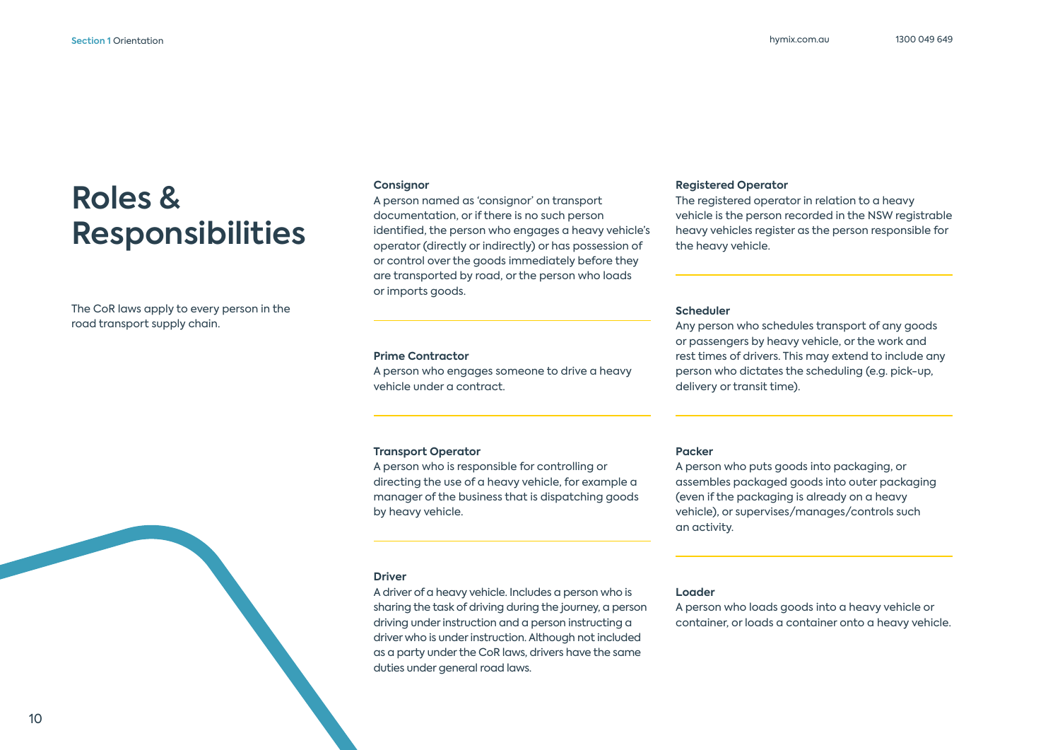# Roles & Responsibilities

The CoR laws apply to every person in the road transport supply chain.

### Consignor

A person named as 'consignor' on transport documentation, or if there is no such person identified, the person who engages a heavy vehicle's operator (directly or indirectly) or has possession of or control over the goods immediately before they are transported by road, or the person who loads or imports goods.

### Prime Contractor

A person who engages someone to drive a heavy vehicle under a contract.

### Transport Operator

A person who is responsible for controlling or directing the use of a heavy vehicle, for example a manager of the business that is dispatching goods by heavy vehicle.

### Driver

A driver of a heavy vehicle. Includes a person who is sharing the task of driving during the journey, a person driving under instruction and a person instructing a driver who is under instruction. Although not included as a party under the CoR laws, drivers have the same duties under general road laws.

### Registered Operator

The registered operator in relation to a heavy vehicle is the person recorded in the NSW registrable heavy vehicles register as the person responsible for the heavy vehicle.

### Scheduler

Any person who schedules transport of any goods or passengers by heavy vehicle, or the work and rest times of drivers. This may extend to include any person who dictates the scheduling (e.g. pick-up, delivery or transit time).

### Packer

A person who puts goods into packaging, or assembles packaged goods into outer packaging (even if the packaging is already on a heavy vehicle), or supervises/manages/controls such an activity.

### Loader

A person who loads goods into a heavy vehicle or container, or loads a container onto a heavy vehicle.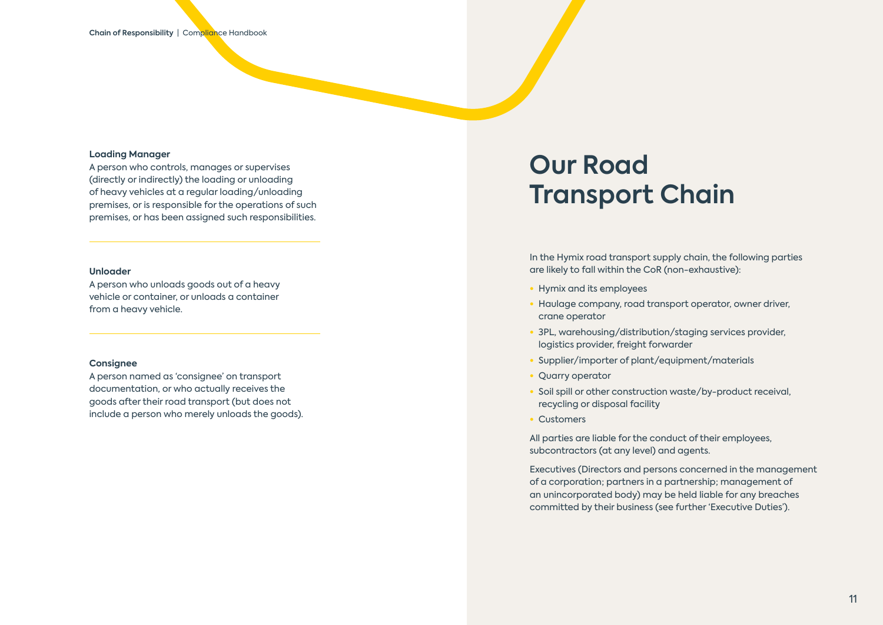**Loading Manager**
A person who controls, manages or supervises (directly or indirectly) the loading or unloading of heavy vehicles at a regular loading/unloading premises, or is responsible for the operations of such premises, or has been assigned such responsibilities.

**Unloader**
A person who unloads goods out of a heavy vehicle or container, or unloads a container from a heavy vehicle.

**Consignee**
A person named as 'consignee' on transport documentation, or who actually receives the goods after their road transport (but does not include a person who merely unloads the goods).

# Our Road Transport Chain

In the Hymix road transport supply chain, the following parties are likely to fall within the CoR (non-exhaustive):

- Hymix and its employees
- Haulage company, road transport operator, owner driver, crane operator
- 3PL, warehousing/distribution/staging services provider, logistics provider, freight forwarder
- Supplier/importer of plant/equipment/materials
- Quarry operator
- Soil spill or other construction waste/by-product receival, recycling or disposal facility
- Customers

All parties are liable for the conduct of their employees, subcontractors (at any level) and agents.

Executives (Directors and persons concerned in the management of a corporation; partners in a partnership; management of an unincorporated body) may be held liable for any breaches committed by their business (see further 'Executive Duties').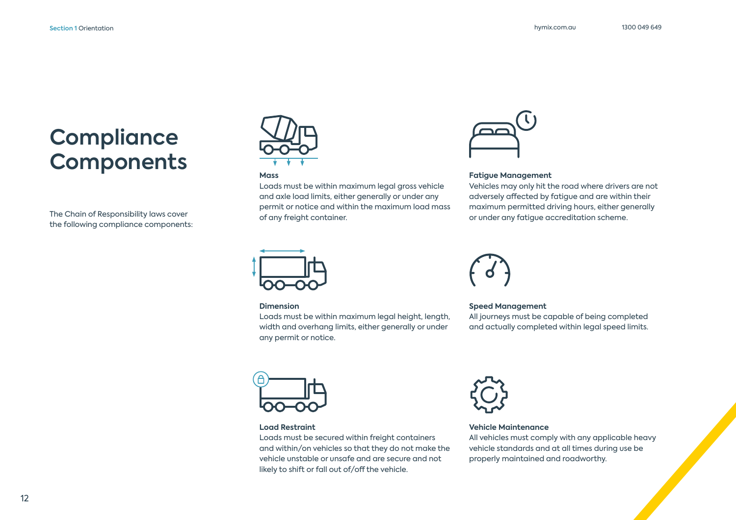# Compliance Components

The Chain of Responsibility laws cover the following compliance components:

**Mass**
Loads must be within maximum legal gross vehicle and axle load limits, either generally or under any permit or notice and within the maximum load mass of any freight container.

**Fatigue Management**
Vehicles may only hit the road where drivers are not adversely affected by fatigue and are within their maximum permitted driving hours, either generally or under any fatigue accreditation scheme.

**Dimension**
Loads must be within maximum legal height, length, width and overhang limits, either generally or under any permit or notice.

**Speed Management**
All journeys must be capable of being completed and actually completed within legal speed limits.

**Load Restraint**
Loads must be secured within freight containers and within/on vehicles so that they do not make the vehicle unstable or unsafe and are secure and not likely to shift or fall out of/off the vehicle.

**Vehicle Maintenance**
All vehicles must comply with any applicable heavy vehicle standards and at all times during use be properly maintained and roadworthy.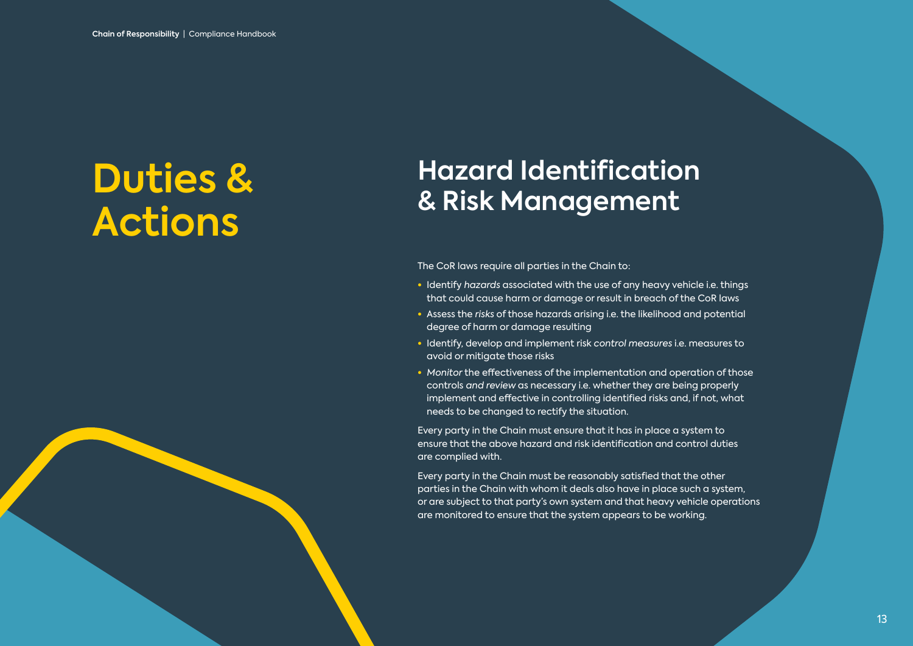# Duties & Actions

## Hazard Identification & Risk Management

The CoR laws require all parties in the Chain to:

- Identify *hazards* associated with the use of any heavy vehicle i.e. things that could cause harm or damage or result in breach of the CoR laws
- Assess the *risks* of those hazards arising i.e. the likelihood and potential degree of harm or damage resulting
- Identify, develop and implement risk *control measures* i.e. measures to avoid or mitigate those risks
- *Monitor* the effectiveness of the implementation and operation of those controls *and review* as necessary i.e. whether they are being properly implement and effective in controlling identified risks and, if not, what needs to be changed to rectify the situation.

Every party in the Chain must ensure that it has in place a system to ensure that the above hazard and risk identification and control duties are complied with.

Every party in the Chain must be reasonably satisfied that the other parties in the Chain with whom it deals also have in place such a system, or are subject to that party's own system and that heavy vehicle operations are monitored to ensure that the system appears to be working.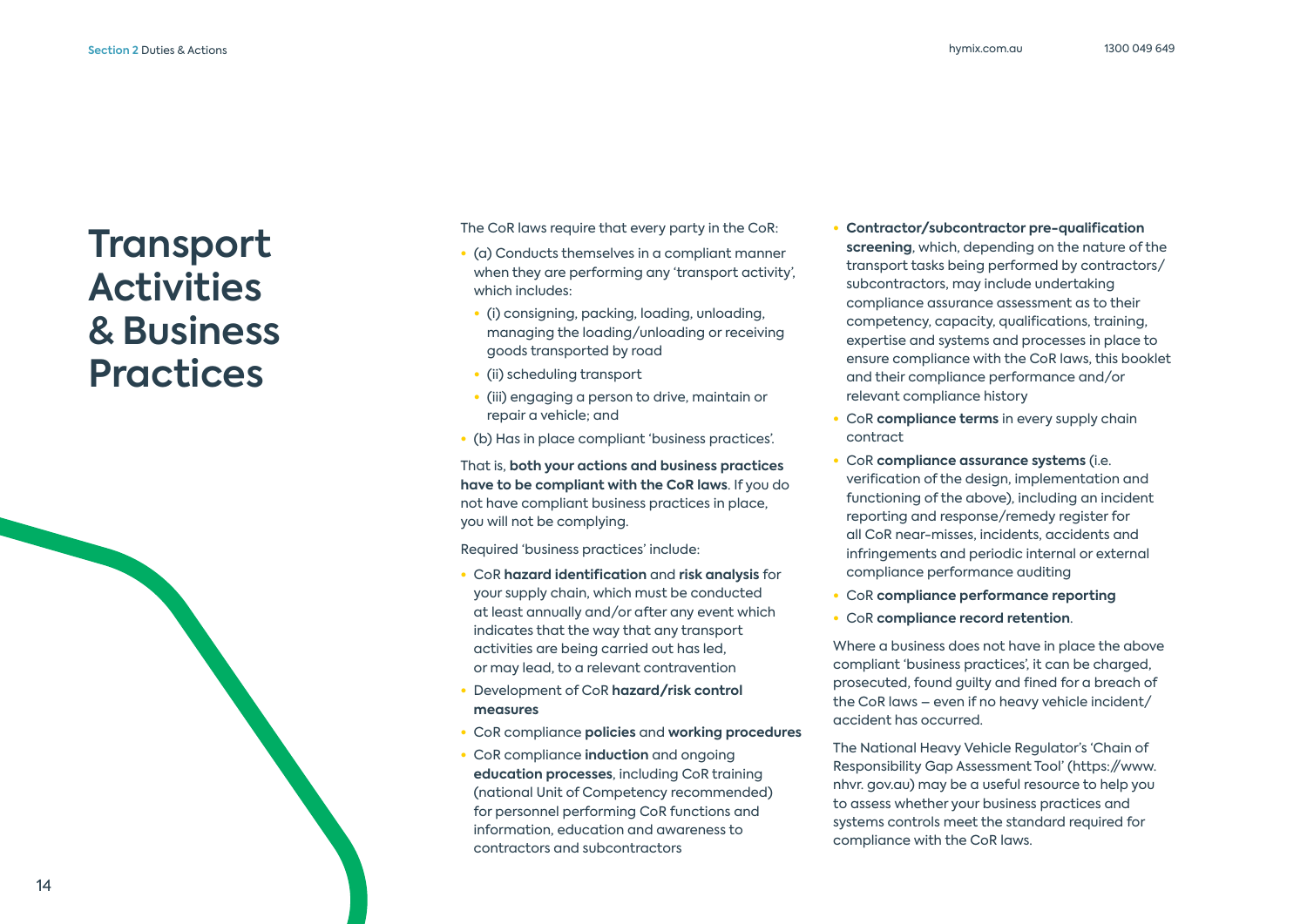# Transport Activities & Business Practices

The CoR laws require that every party in the CoR:

- (a) Conducts themselves in a compliant manner when they are performing any 'transport activity', which includes:
  - (i) consigning, packing, loading, unloading, managing the loading/unloading or receiving goods transported by road
  - (ii) scheduling transport
  - (iii) engaging a person to drive, maintain or repair a vehicle; and
- (b) Has in place compliant 'business practices'.

That is, **both your actions and business practices have to be compliant with the CoR laws**. If you do not have compliant business practices in place, you will not be complying.

Required 'business practices' include:

- CoR **hazard identification** and **risk analysis** for your supply chain, which must be conducted at least annually and/or after any event which indicates that the way that any transport activities are being carried out has led, or may lead, to a relevant contravention
- Development of CoR **hazard/risk control measures**
- CoR compliance **policies** and **working procedures**
- CoR compliance **induction** and ongoing **education processes**, including CoR training (national Unit of Competency recommended) for personnel performing CoR functions and information, education and awareness to contractors and subcontractors
- **Contractor/subcontractor pre-qualification screening**, which, depending on the nature of the transport tasks being performed by contractors/ subcontractors, may include undertaking compliance assurance assessment as to their competency, capacity, qualifications, training, expertise and systems and processes in place to ensure compliance with the CoR laws, this booklet and their compliance performance and/or relevant compliance history
- CoR **compliance terms** in every supply chain contract
- CoR **compliance assurance systems** (i.e. verification of the design, implementation and functioning of the above), including an incident reporting and response/remedy register for all CoR near-misses, incidents, accidents and infringements and periodic internal or external compliance performance auditing
- CoR **compliance performance reporting**
- CoR **compliance record retention**.

Where a business does not have in place the above compliant 'business practices', it can be charged, prosecuted, found guilty and fined for a breach of the CoR laws – even if no heavy vehicle incident/ accident has occurred.

The National Heavy Vehicle Regulator's 'Chain of Responsibility Gap Assessment Tool' (https://www.nhvr.gov.au) may be a useful resource to help you to assess whether your business practices and systems controls meet the standard required for compliance with the CoR laws.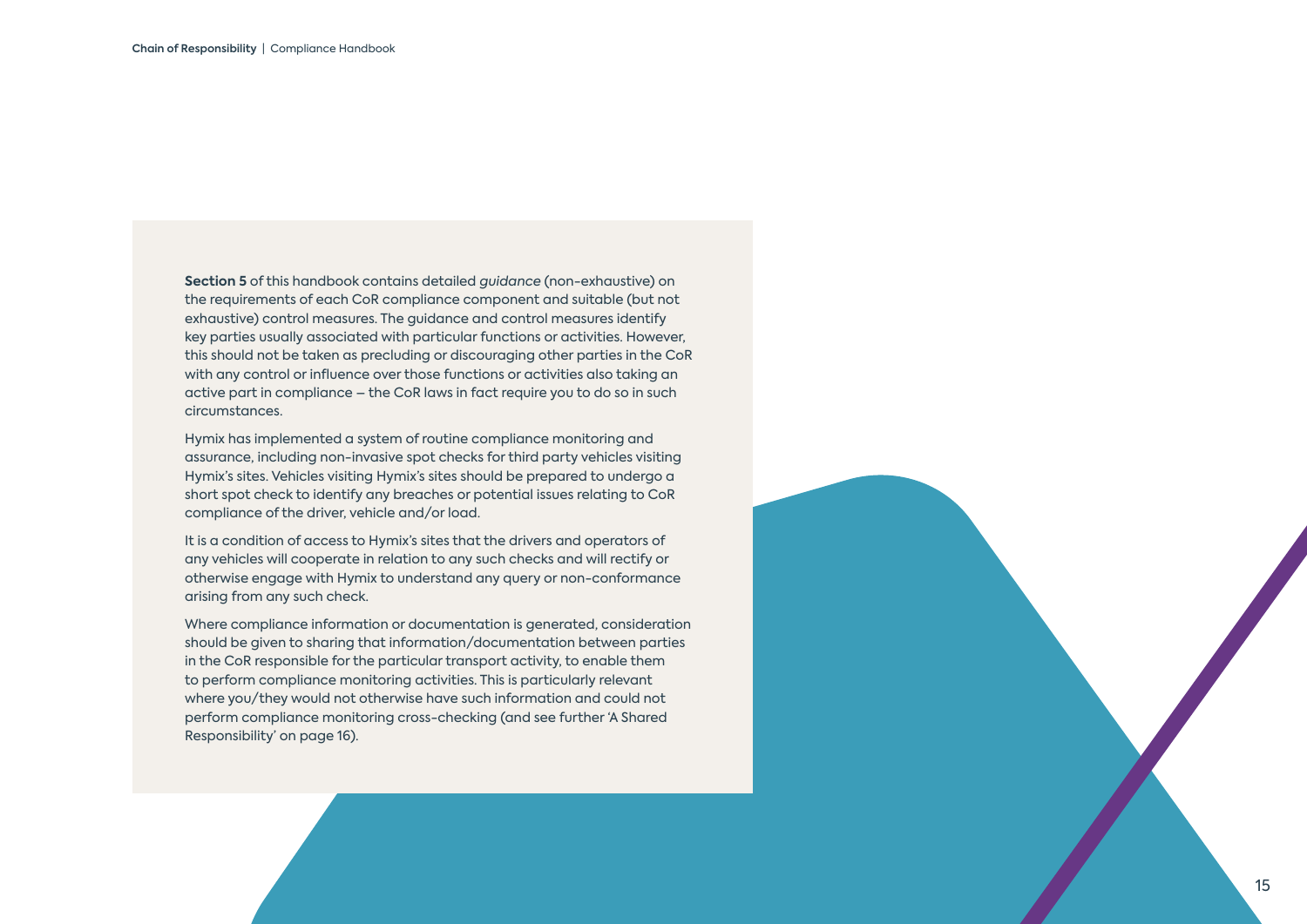**Section 5** of this handbook contains detailed *guidance* (non-exhaustive) on the requirements of each CoR compliance component and suitable (but not exhaustive) control measures. The guidance and control measures identify key parties usually associated with particular functions or activities. However, this should not be taken as precluding or discouraging other parties in the CoR with any control or influence over those functions or activities also taking an active part in compliance – the CoR laws in fact require you to do so in such circumstances.

Hymix has implemented a system of routine compliance monitoring and assurance, including non-invasive spot checks for third party vehicles visiting Hymix's sites. Vehicles visiting Hymix's sites should be prepared to undergo a short spot check to identify any breaches or potential issues relating to CoR compliance of the driver, vehicle and/or load.

It is a condition of access to Hymix's sites that the drivers and operators of any vehicles will cooperate in relation to any such checks and will rectify or otherwise engage with Hymix to understand any query or non-conformance arising from any such check.

Where compliance information or documentation is generated, consideration should be given to sharing that information/documentation between parties in the CoR responsible for the particular transport activity, to enable them to perform compliance monitoring activities. This is particularly relevant where you/they would not otherwise have such information and could not perform compliance monitoring cross-checking (and see further 'A Shared Responsibility' on page 16).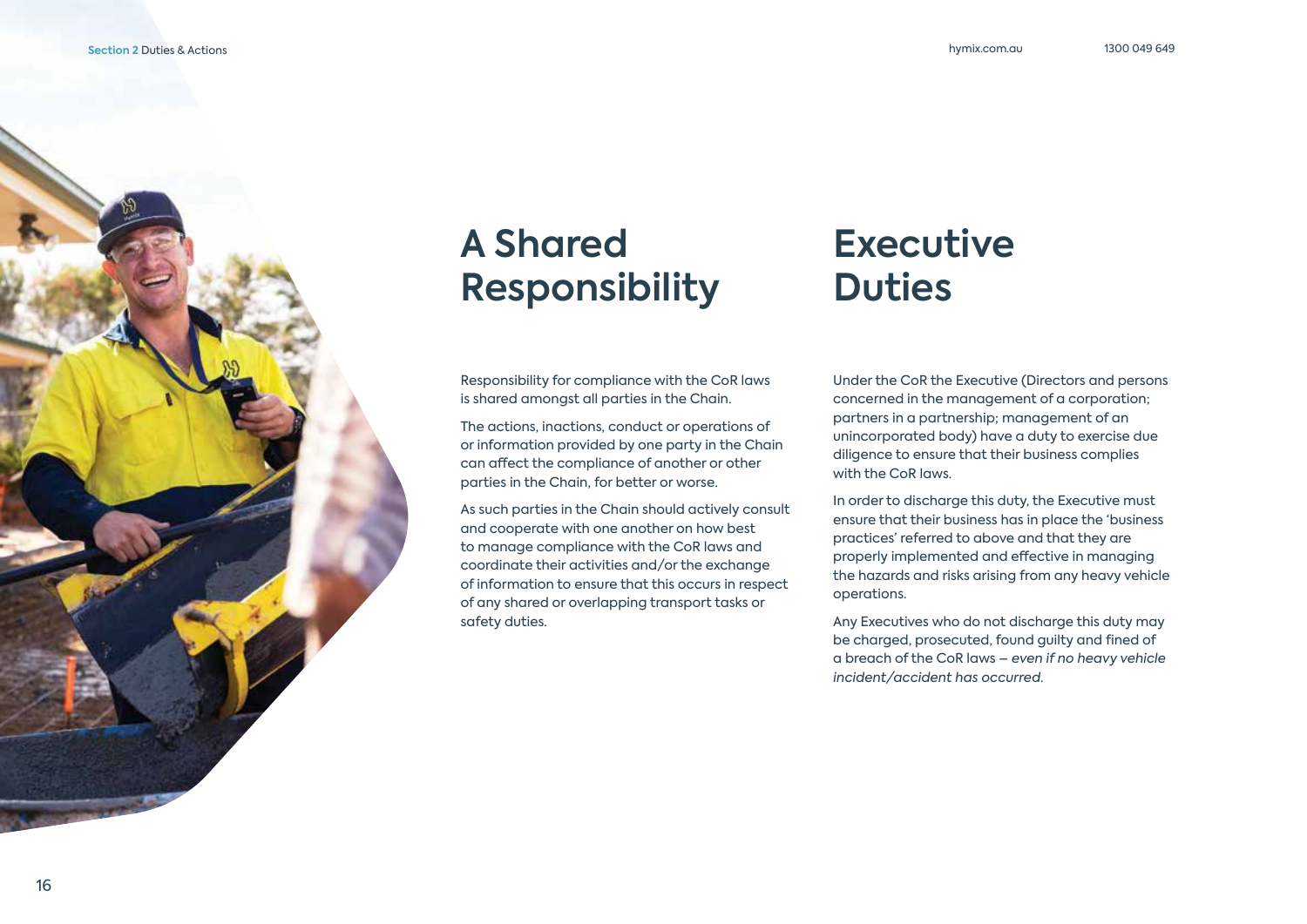# A Shared Responsibility

Responsibility for compliance with the CoR laws is shared amongst all parties in the Chain.

The actions, inactions, conduct or operations of or information provided by one party in the Chain can affect the compliance of another or other parties in the Chain, for better or worse.

As such parties in the Chain should actively consult and cooperate with one another on how best to manage compliance with the CoR laws and coordinate their activities and/or the exchange of information to ensure that this occurs in respect of any shared or overlapping transport tasks or safety duties.

# Executive Duties

Under the CoR the Executive (Directors and persons concerned in the management of a corporation; partners in a partnership; management of an unincorporated body) have a duty to exercise due diligence to ensure that their business complies with the CoR laws.

In order to discharge this duty, the Executive must ensure that their business has in place the 'business practices' referred to above and that they are properly implemented and effective in managing the hazards and risks arising from any heavy vehicle operations.

Any Executives who do not discharge this duty may be charged, prosecuted, found guilty and fined of a breach of the CoR laws – *even if no heavy vehicle incident/accident has occurred.*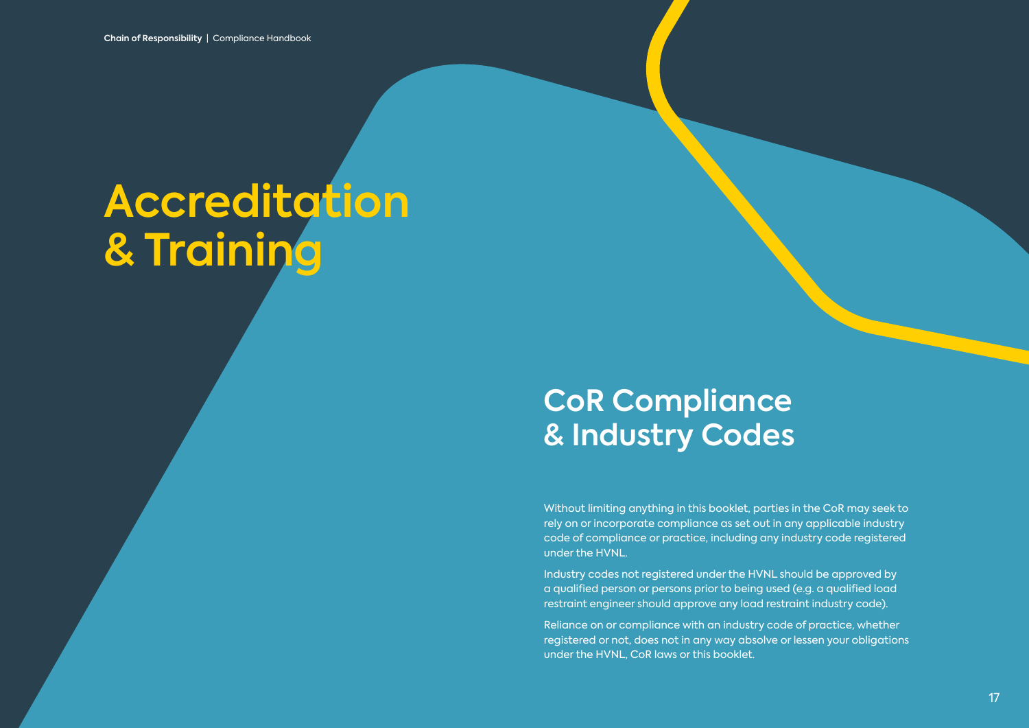# Accreditation & Training

## CoR Compliance & Industry Codes

Without limiting anything in this booklet, parties in the CoR may seek to rely on or incorporate compliance as set out in any applicable industry code of compliance or practice, including any industry code registered under the HVNL.

Industry codes not registered under the HVNL should be approved by a qualified person or persons prior to being used (e.g. a qualified load restraint engineer should approve any load restraint industry code).

Reliance on or compliance with an industry code of practice, whether registered or not, does not in any way absolve or lessen your obligations under the HVNL, CoR laws or this booklet.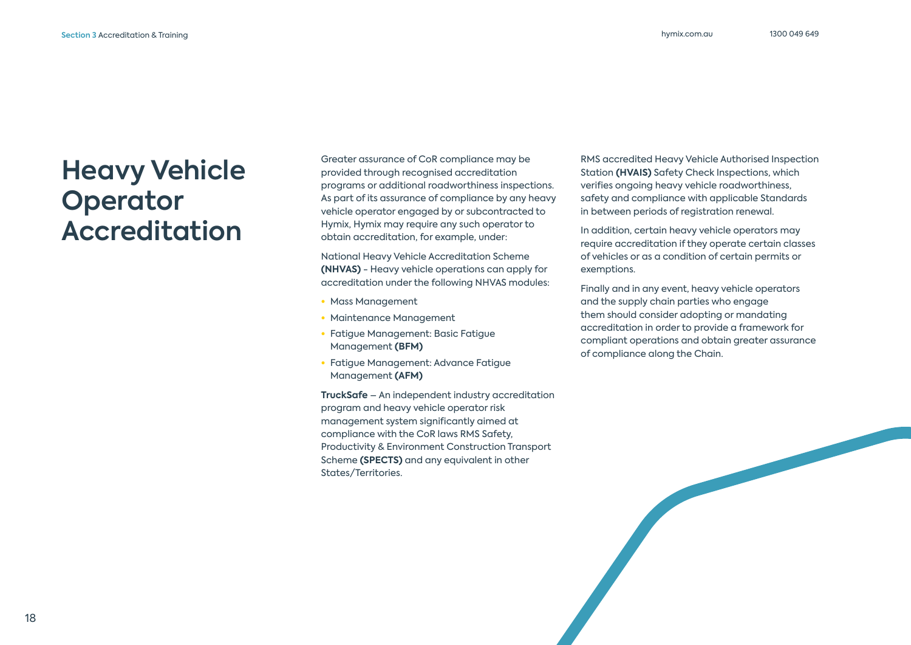# Heavy Vehicle Operator Accreditation

Greater assurance of CoR compliance may be provided through recognised accreditation programs or additional roadworthiness inspections. As part of its assurance of compliance by any heavy vehicle operator engaged by or subcontracted to Hymix, Hymix may require any such operator to obtain accreditation, for example, under:

National Heavy Vehicle Accreditation Scheme **(NHVAS)** - Heavy vehicle operations can apply for accreditation under the following NHVAS modules:

- Mass Management
- Maintenance Management
- Fatigue Management: Basic Fatigue Management **(BFM)**
- Fatigue Management: Advance Fatigue Management **(AFM)**

**TruckSafe** – An independent industry accreditation program and heavy vehicle operator risk management system significantly aimed at compliance with the CoR laws RMS Safety, Productivity & Environment Construction Transport Scheme **(SPECTS)** and any equivalent in other States/Territories.

RMS accredited Heavy Vehicle Authorised Inspection Station **(HVAIS)** Safety Check Inspections, which verifies ongoing heavy vehicle roadworthiness, safety and compliance with applicable Standards in between periods of registration renewal.

In addition, certain heavy vehicle operators may require accreditation if they operate certain classes of vehicles or as a condition of certain permits or exemptions.

Finally and in any event, heavy vehicle operators and the supply chain parties who engage them should consider adopting or mandating accreditation in order to provide a framework for compliant operations and obtain greater assurance of compliance along the Chain.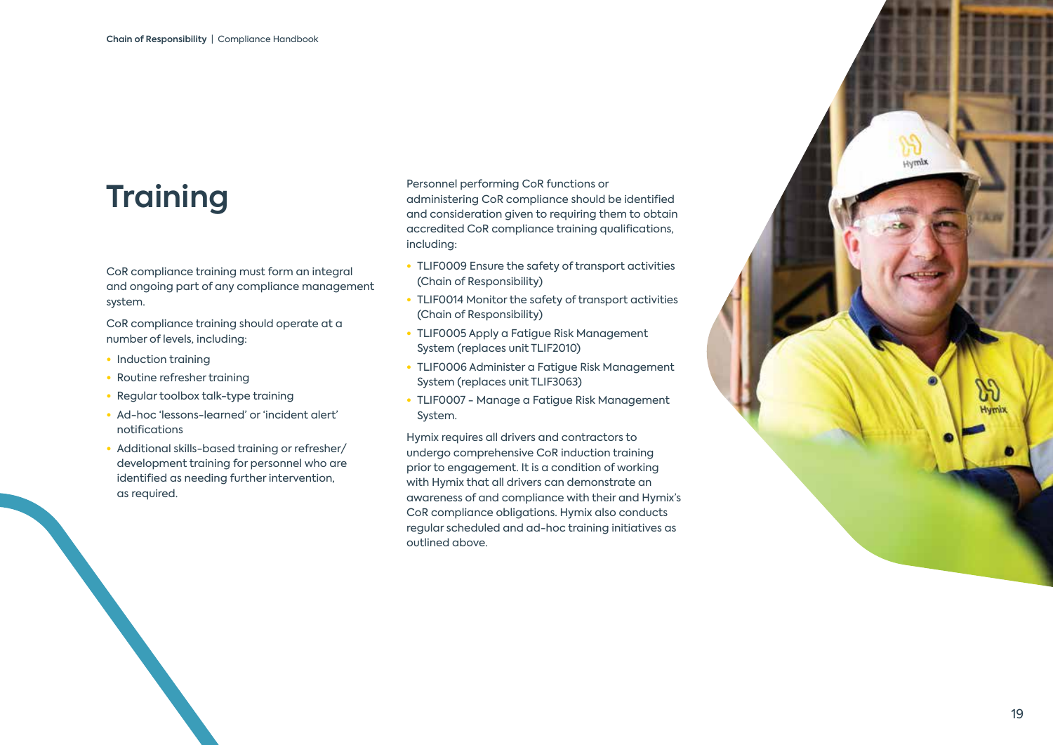# Training

CoR compliance training must form an integral and ongoing part of any compliance management system.

CoR compliance training should operate at a number of levels, including:

- Induction training
- Routine refresher training
- Regular toolbox talk-type training
- Ad-hoc 'lessons-learned' or 'incident alert' notifications
- Additional skills-based training or refresher/development training for personnel who are identified as needing further intervention, as required.

Personnel performing CoR functions or administering CoR compliance should be identified and consideration given to requiring them to obtain accredited CoR compliance training qualifications, including:

- TLIF0009 Ensure the safety of transport activities (Chain of Responsibility)
- TLIF0014 Monitor the safety of transport activities (Chain of Responsibility)
- TLIF0005 Apply a Fatigue Risk Management System (replaces unit TLIF2010)
- TLIF0006 Administer a Fatigue Risk Management System (replaces unit TLIF3063)
- TLIF0007 - Manage a Fatigue Risk Management System.

Hymix requires all drivers and contractors to undergo comprehensive CoR induction training prior to engagement. It is a condition of working with Hymix that all drivers can demonstrate an awareness of and compliance with their and Hymix's CoR compliance obligations. Hymix also conducts regular scheduled and ad-hoc training initiatives as outlined above.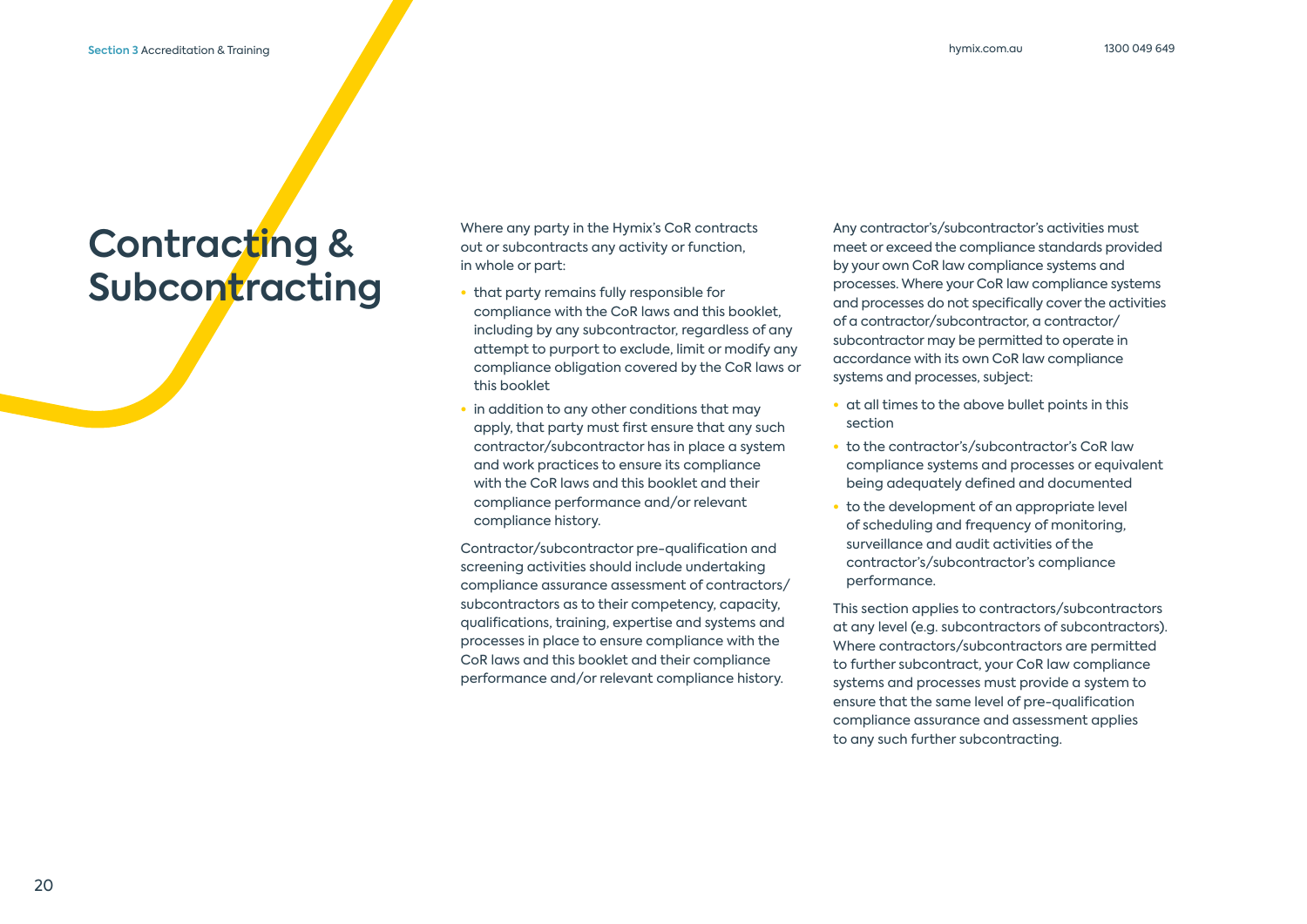# Contracting & Subcontracting

Where any party in the Hymix's CoR contracts out or subcontracts any activity or function, in whole or part:

- that party remains fully responsible for compliance with the CoR laws and this booklet, including by any subcontractor, regardless of any attempt to purport to exclude, limit or modify any compliance obligation covered by the CoR laws or this booklet
- in addition to any other conditions that may apply, that party must first ensure that any such contractor/subcontractor has in place a system and work practices to ensure its compliance with the CoR laws and this booklet and their compliance performance and/or relevant compliance history.

Contractor/subcontractor pre-qualification and screening activities should include undertaking compliance assurance assessment of contractors/subcontractors as to their competency, capacity, qualifications, training, expertise and systems and processes in place to ensure compliance with the CoR laws and this booklet and their compliance performance and/or relevant compliance history.

Any contractor's/subcontractor's activities must meet or exceed the compliance standards provided by your own CoR law compliance systems and processes. Where your CoR law compliance systems and processes do not specifically cover the activities of a contractor/subcontractor, a contractor/subcontractor may be permitted to operate in accordance with its own CoR law compliance systems and processes, subject:

- at all times to the above bullet points in this section
- to the contractor's/subcontractor's CoR law compliance systems and processes or equivalent being adequately defined and documented
- to the development of an appropriate level of scheduling and frequency of monitoring, surveillance and audit activities of the contractor's/subcontractor's compliance performance.

This section applies to contractors/subcontractors at any level (e.g. subcontractors of subcontractors). Where contractors/subcontractors are permitted to further subcontract, your CoR law compliance systems and processes must provide a system to ensure that the same level of pre-qualification compliance assurance and assessment applies to any such further subcontracting.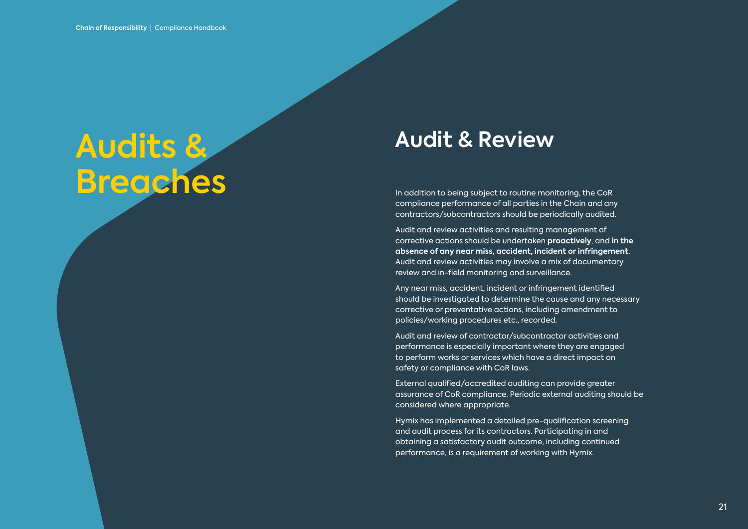# Audits & Breaches

## Audit & Review

In addition to being subject to routine monitoring, the CoR compliance performance of all parties in the Chain and any contractors/subcontractors should be periodically audited.

Audit and review activities and resulting management of corrective actions should be undertaken **proactively**, and **in the absence of any near miss, accident, incident or infringement**. Audit and review activities may involve a mix of documentary review and in-field monitoring and surveillance.

Any near miss, accident, incident or infringement identified should be investigated to determine the cause and any necessary corrective or preventative actions, including amendment to policies/working procedures etc., recorded.

Audit and review of contractor/subcontractor activities and performance is especially important where they are engaged to perform works or services which have a direct impact on safety or compliance with CoR laws.

External qualified/accredited auditing can provide greater assurance of CoR compliance. Periodic external auditing should be considered where appropriate.

Hymix has implemented a detailed pre-qualification screening and audit process for its contractors. Participating in and obtaining a satisfactory audit outcome, including continued performance, is a requirement of working with Hymix.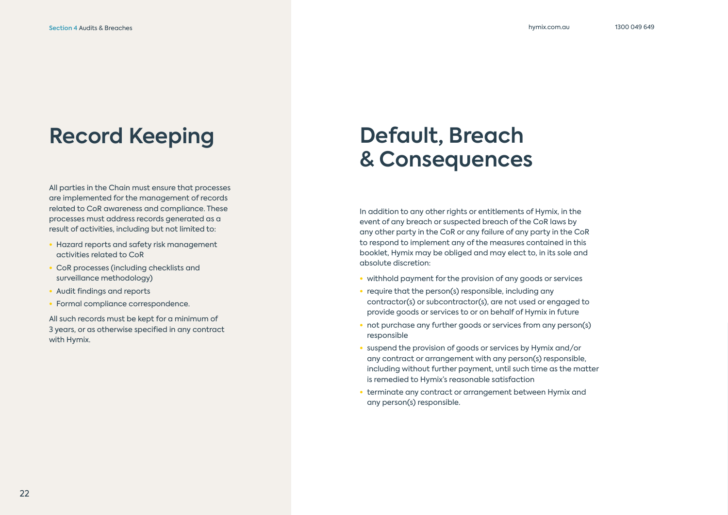# Record Keeping

All parties in the Chain must ensure that processes are implemented for the management of records related to CoR awareness and compliance. These processes must address records generated as a result of activities, including but not limited to:

- Hazard reports and safety risk management activities related to CoR
- CoR processes (including checklists and surveillance methodology)
- Audit findings and reports
- Formal compliance correspondence.

All such records must be kept for a minimum of 3 years, or as otherwise specified in any contract with Hymix.

# Default, Breach & Consequences

In addition to any other rights or entitlements of Hymix, in the event of any breach or suspected breach of the CoR laws by any other party in the CoR or any failure of any party in the CoR to respond to implement any of the measures contained in this booklet, Hymix may be obliged and may elect to, in its sole and absolute discretion:

- withhold payment for the provision of any goods or services
- require that the person(s) responsible, including any contractor(s) or subcontractor(s), are not used or engaged to provide goods or services to or on behalf of Hymix in future
- not purchase any further goods or services from any person(s) responsible
- suspend the provision of goods or services by Hymix and/or any contract or arrangement with any person(s) responsible, including without further payment, until such time as the matter is remedied to Hymix's reasonable satisfaction
- terminate any contract or arrangement between Hymix and any person(s) responsible.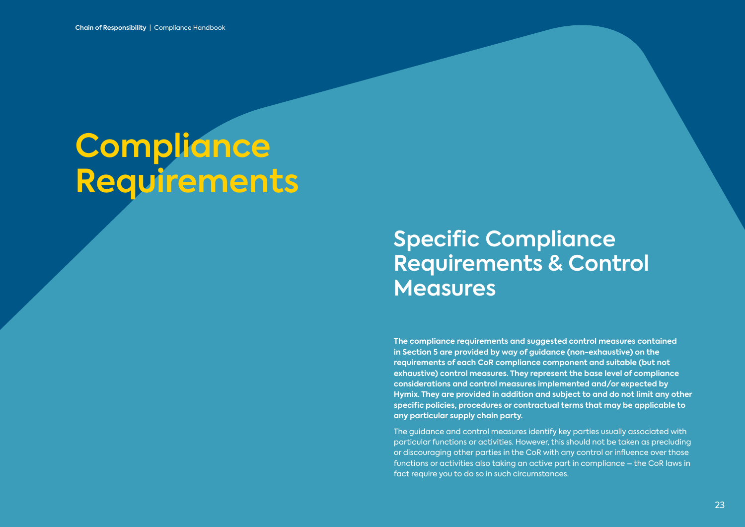# Compliance Requirements

## Specific Compliance Requirements & Control Measures

**The compliance requirements and suggested control measures contained in Section 5 are provided by way of guidance (non-exhaustive) on the requirements of each CoR compliance component and suitable (but not exhaustive) control measures. They represent the base level of compliance considerations and control measures implemented and/or expected by Hymix. They are provided in addition and subject to and do not limit any other specific policies, procedures or contractual terms that may be applicable to any particular supply chain party.**

The guidance and control measures identify key parties usually associated with particular functions or activities. However, this should not be taken as precluding or discouraging other parties in the CoR with any control or influence over those functions or activities also taking an active part in compliance – the CoR laws in fact require you to do so in such circumstances.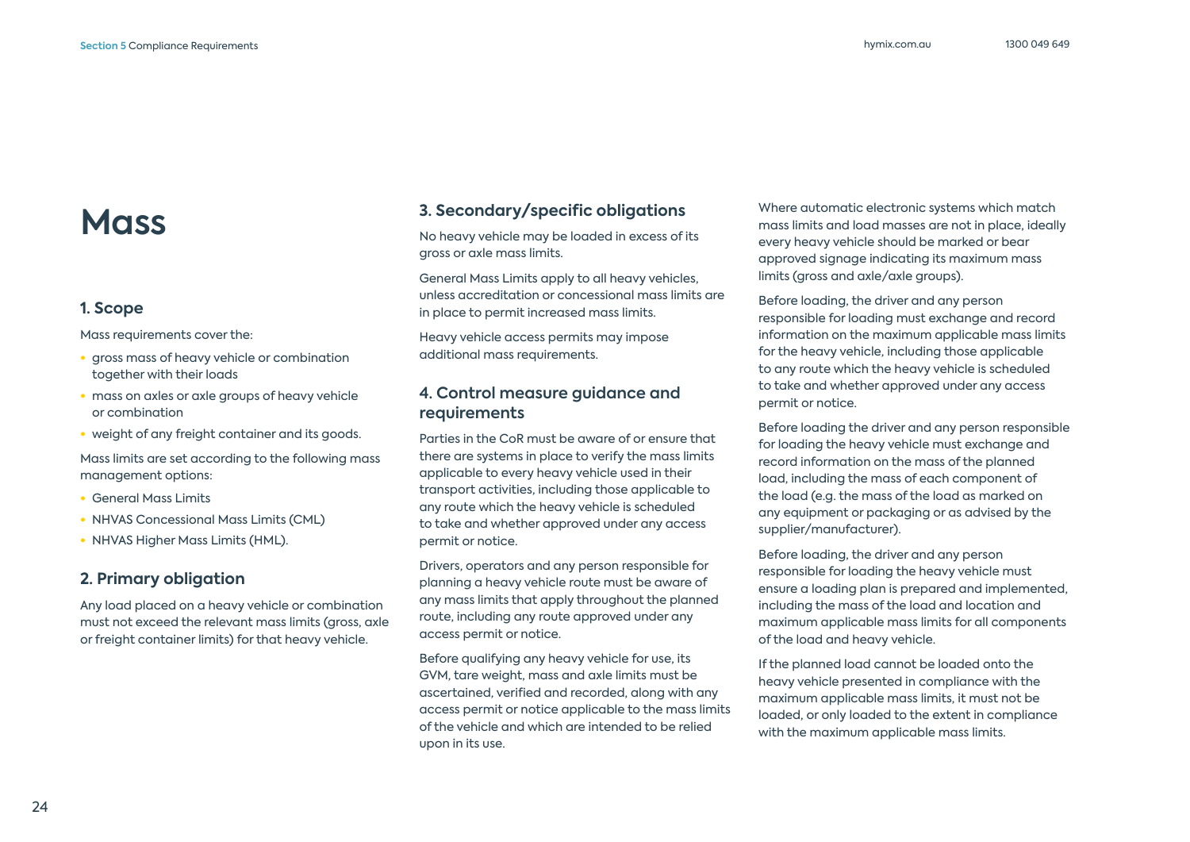# Mass

## 1. Scope

Mass requirements cover the:

- gross mass of heavy vehicle or combination together with their loads
- mass on axles or axle groups of heavy vehicle or combination
- weight of any freight container and its goods.

Mass limits are set according to the following mass management options:

- General Mass Limits
- NHVAS Concessional Mass Limits (CML)
- NHVAS Higher Mass Limits (HML).

## 2. Primary obligation

Any load placed on a heavy vehicle or combination must not exceed the relevant mass limits (gross, axle or freight container limits) for that heavy vehicle.

## 3. Secondary/specific obligations

No heavy vehicle may be loaded in excess of its gross or axle mass limits.

General Mass Limits apply to all heavy vehicles, unless accreditation or concessional mass limits are in place to permit increased mass limits.

Heavy vehicle access permits may impose additional mass requirements.

## 4. Control measure guidance and requirements

Parties in the CoR must be aware of or ensure that there are systems in place to verify the mass limits applicable to every heavy vehicle used in their transport activities, including those applicable to any route which the heavy vehicle is scheduled to take and whether approved under any access permit or notice.

Drivers, operators and any person responsible for planning a heavy vehicle route must be aware of any mass limits that apply throughout the planned route, including any route approved under any access permit or notice.

Before qualifying any heavy vehicle for use, its GVM, tare weight, mass and axle limits must be ascertained, verified and recorded, along with any access permit or notice applicable to the mass limits of the vehicle and which are intended to be relied upon in its use.

Where automatic electronic systems which match mass limits and load masses are not in place, ideally every heavy vehicle should be marked or bear approved signage indicating its maximum mass limits (gross and axle/axle groups).

Before loading, the driver and any person responsible for loading must exchange and record information on the maximum applicable mass limits for the heavy vehicle, including those applicable to any route which the heavy vehicle is scheduled to take and whether approved under any access permit or notice.

Before loading the driver and any person responsible for loading the heavy vehicle must exchange and record information on the mass of the planned load, including the mass of each component of the load (e.g. the mass of the load as marked on any equipment or packaging or as advised by the supplier/manufacturer).

Before loading, the driver and any person responsible for loading the heavy vehicle must ensure a loading plan is prepared and implemented, including the mass of the load and location and maximum applicable mass limits for all components of the load and heavy vehicle.

If the planned load cannot be loaded onto the heavy vehicle presented in compliance with the maximum applicable mass limits, it must not be loaded, or only loaded to the extent in compliance with the maximum applicable mass limits.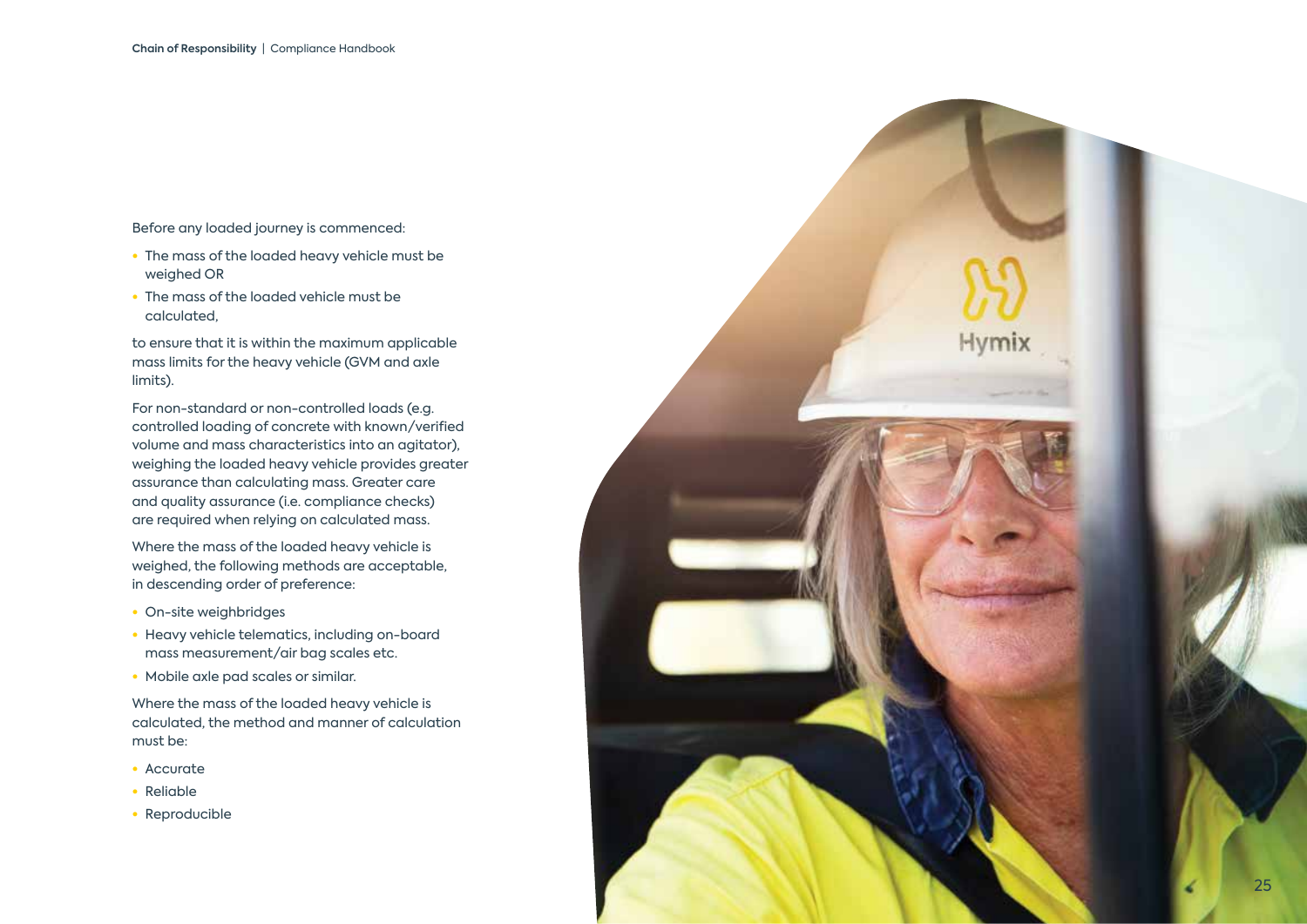Before any loaded journey is commenced:

- The mass of the loaded heavy vehicle must be weighed OR
- The mass of the loaded vehicle must be calculated,

to ensure that it is within the maximum applicable mass limits for the heavy vehicle (GVM and axle limits).

For non-standard or non-controlled loads (e.g. controlled loading of concrete with known/verified volume and mass characteristics into an agitator), weighing the loaded heavy vehicle provides greater assurance than calculating mass. Greater care and quality assurance (i.e. compliance checks) are required when relying on calculated mass.

Where the mass of the loaded heavy vehicle is weighed, the following methods are acceptable, in descending order of preference:

- On-site weighbridges
- Heavy vehicle telematics, including on-board mass measurement/air bag scales etc.
- Mobile axle pad scales or similar.

Where the mass of the loaded heavy vehicle is calculated, the method and manner of calculation must be:

- Accurate
- Reliable
- Reproducible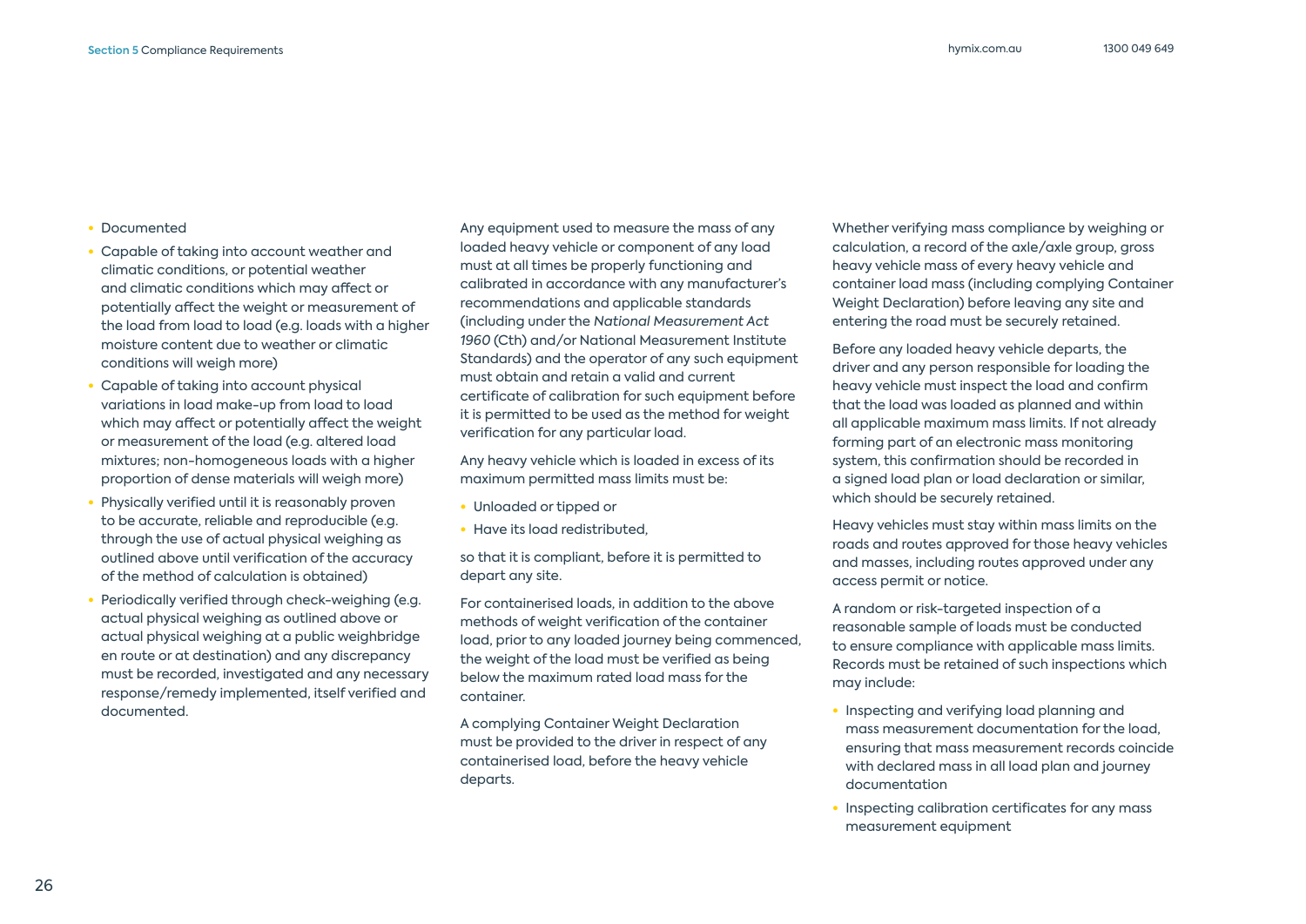- Documented
- Capable of taking into account weather and climatic conditions, or potential weather and climatic conditions which may affect or potentially affect the weight or measurement of the load from load to load (e.g. loads with a higher moisture content due to weather or climatic conditions will weigh more)
- Capable of taking into account physical variations in load make-up from load to load which may affect or potentially affect the weight or measurement of the load (e.g. altered load mixtures; non-homogeneous loads with a higher proportion of dense materials will weigh more)
- Physically verified until it is reasonably proven to be accurate, reliable and reproducible (e.g. through the use of actual physical weighing as outlined above until verification of the accuracy of the method of calculation is obtained)
- Periodically verified through check-weighing (e.g. actual physical weighing as outlined above or actual physical weighing at a public weighbridge en route or at destination) and any discrepancy must be recorded, investigated and any necessary response/remedy implemented, itself verified and documented.

Any equipment used to measure the mass of any loaded heavy vehicle or component of any load must at all times be properly functioning and calibrated in accordance with any manufacturer's recommendations and applicable standards (including under the *National Measurement Act 1960* (Cth) and/or National Measurement Institute Standards) and the operator of any such equipment must obtain and retain a valid and current certificate of calibration for such equipment before it is permitted to be used as the method for weight verification for any particular load.

Any heavy vehicle which is loaded in excess of its maximum permitted mass limits must be:

- Unloaded or tipped or
- Have its load redistributed,

so that it is compliant, before it is permitted to depart any site.

For containerised loads, in addition to the above methods of weight verification of the container load, prior to any loaded journey being commenced, the weight of the load must be verified as being below the maximum rated load mass for the container.

A complying Container Weight Declaration must be provided to the driver in respect of any containerised load, before the heavy vehicle departs.

Whether verifying mass compliance by weighing or calculation, a record of the axle/axle group, gross heavy vehicle mass of every heavy vehicle and container load mass (including complying Container Weight Declaration) before leaving any site and entering the road must be securely retained.

Before any loaded heavy vehicle departs, the driver and any person responsible for loading the heavy vehicle must inspect the load and confirm that the load was loaded as planned and within all applicable maximum mass limits. If not already forming part of an electronic mass monitoring system, this confirmation should be recorded in a signed load plan or load declaration or similar, which should be securely retained.

Heavy vehicles must stay within mass limits on the roads and routes approved for those heavy vehicles and masses, including routes approved under any access permit or notice.

A random or risk-targeted inspection of a reasonable sample of loads must be conducted to ensure compliance with applicable mass limits. Records must be retained of such inspections which may include:

- Inspecting and verifying load planning and mass measurement documentation for the load, ensuring that mass measurement records coincide with declared mass in all load plan and journey documentation
- Inspecting calibration certificates for any mass measurement equipment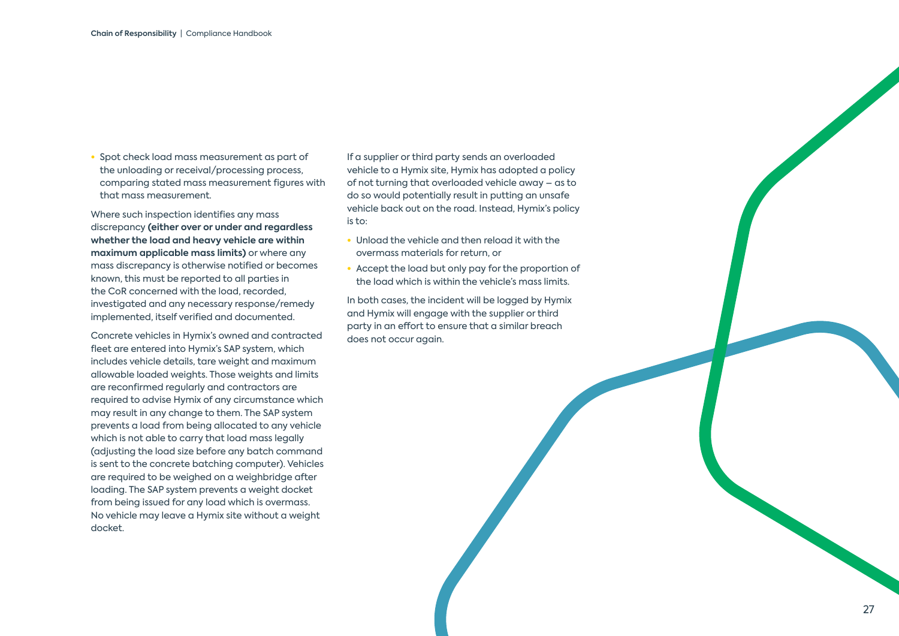- Spot check load mass measurement as part of the unloading or receival/processing process, comparing stated mass measurement figures with that mass measurement.

Where such inspection identifies any mass discrepancy **(either over or under and regardless whether the load and heavy vehicle are within maximum applicable mass limits)** or where any mass discrepancy is otherwise notified or becomes known, this must be reported to all parties in the CoR concerned with the load, recorded, investigated and any necessary response/remedy implemented, itself verified and documented.

Concrete vehicles in Hymix's owned and contracted fleet are entered into Hymix's SAP system, which includes vehicle details, tare weight and maximum allowable loaded weights. Those weights and limits are reconfirmed regularly and contractors are required to advise Hymix of any circumstance which may result in any change to them. The SAP system prevents a load from being allocated to any vehicle which is not able to carry that load mass legally (adjusting the load size before any batch command is sent to the concrete batching computer). Vehicles are required to be weighed on a weighbridge after loading. The SAP system prevents a weight docket from being issued for any load which is overmass. No vehicle may leave a Hymix site without a weight docket.

If a supplier or third party sends an overloaded vehicle to a Hymix site, Hymix has adopted a policy of not turning that overloaded vehicle away – as to do so would potentially result in putting an unsafe vehicle back out on the road. Instead, Hymix's policy is to:

- Unload the vehicle and then reload it with the overmass materials for return, or
- Accept the load but only pay for the proportion of the load which is within the vehicle's mass limits.

In both cases, the incident will be logged by Hymix and Hymix will engage with the supplier or third party in an effort to ensure that a similar breach does not occur again.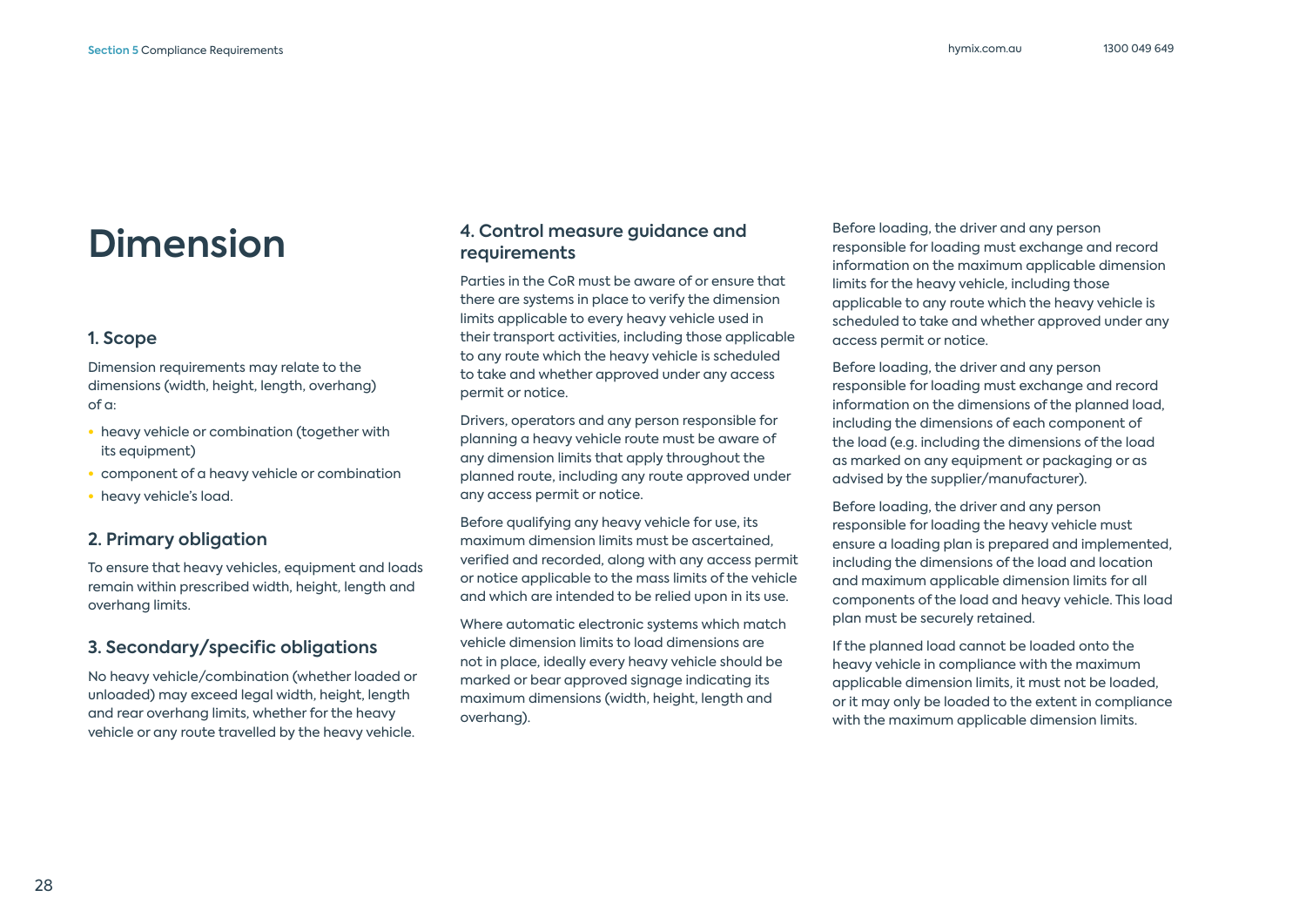# Dimension

## 1. Scope

Dimension requirements may relate to the dimensions (width, height, length, overhang) of a:

- heavy vehicle or combination (together with its equipment)
- component of a heavy vehicle or combination
- heavy vehicle's load.

## 2. Primary obligation

To ensure that heavy vehicles, equipment and loads remain within prescribed width, height, length and overhang limits.

## 3. Secondary/specific obligations

No heavy vehicle/combination (whether loaded or unloaded) may exceed legal width, height, length and rear overhang limits, whether for the heavy vehicle or any route travelled by the heavy vehicle.

## 4. Control measure guidance and requirements

Parties in the CoR must be aware of or ensure that there are systems in place to verify the dimension limits applicable to every heavy vehicle used in their transport activities, including those applicable to any route which the heavy vehicle is scheduled to take and whether approved under any access permit or notice.

Drivers, operators and any person responsible for planning a heavy vehicle route must be aware of any dimension limits that apply throughout the planned route, including any route approved under any access permit or notice.

Before qualifying any heavy vehicle for use, its maximum dimension limits must be ascertained, verified and recorded, along with any access permit or notice applicable to the mass limits of the vehicle and which are intended to be relied upon in its use.

Where automatic electronic systems which match vehicle dimension limits to load dimensions are not in place, ideally every heavy vehicle should be marked or bear approved signage indicating its maximum dimensions (width, height, length and overhang).

Before loading, the driver and any person responsible for loading must exchange and record information on the maximum applicable dimension limits for the heavy vehicle, including those applicable to any route which the heavy vehicle is scheduled to take and whether approved under any access permit or notice.

Before loading, the driver and any person responsible for loading must exchange and record information on the dimensions of the planned load, including the dimensions of each component of the load (e.g. including the dimensions of the load as marked on any equipment or packaging or as advised by the supplier/manufacturer).

Before loading, the driver and any person responsible for loading the heavy vehicle must ensure a loading plan is prepared and implemented, including the dimensions of the load and location and maximum applicable dimension limits for all components of the load and heavy vehicle. This load plan must be securely retained.

If the planned load cannot be loaded onto the heavy vehicle in compliance with the maximum applicable dimension limits, it must not be loaded, or it may only be loaded to the extent in compliance with the maximum applicable dimension limits.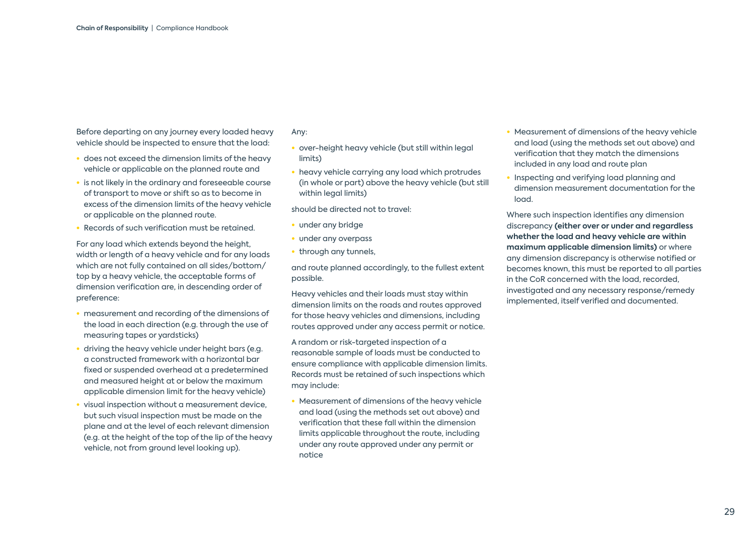Before departing on any journey every loaded heavy vehicle should be inspected to ensure that the load:

- does not exceed the dimension limits of the heavy vehicle or applicable on the planned route and
- is not likely in the ordinary and foreseeable course of transport to move or shift so as to become in excess of the dimension limits of the heavy vehicle or applicable on the planned route.
- Records of such verification must be retained.

For any load which extends beyond the height, width or length of a heavy vehicle and for any loads which are not fully contained on all sides/bottom/top by a heavy vehicle, the acceptable forms of dimension verification are, in descending order of preference:

- measurement and recording of the dimensions of the load in each direction (e.g. through the use of measuring tapes or yardsticks)
- driving the heavy vehicle under height bars (e.g. a constructed framework with a horizontal bar fixed or suspended overhead at a predetermined and measured height at or below the maximum applicable dimension limit for the heavy vehicle)
- visual inspection without a measurement device, but such visual inspection must be made on the plane and at the level of each relevant dimension (e.g. at the height of the top of the lip of the heavy vehicle, not from ground level looking up).

Any:

- over-height heavy vehicle (but still within legal limits)
- heavy vehicle carrying any load which protrudes (in whole or part) above the heavy vehicle (but still within legal limits)

should be directed not to travel:

- under any bridge
- under any overpass
- through any tunnels,

and route planned accordingly, to the fullest extent possible.

Heavy vehicles and their loads must stay within dimension limits on the roads and routes approved for those heavy vehicles and dimensions, including routes approved under any access permit or notice.

A random or risk-targeted inspection of a reasonable sample of loads must be conducted to ensure compliance with applicable dimension limits. Records must be retained of such inspections which may include:

- Measurement of dimensions of the heavy vehicle and load (using the methods set out above) and verification that these fall within the dimension limits applicable throughout the route, including under any route approved under any permit or notice
- Measurement of dimensions of the heavy vehicle and load (using the methods set out above) and verification that they match the dimensions included in any load and route plan
- Inspecting and verifying load planning and dimension measurement documentation for the load.

Where such inspection identifies any dimension discrepancy **(either over or under and regardless whether the load and heavy vehicle are within maximum applicable dimension limits)** or where any dimension discrepancy is otherwise notified or becomes known, this must be reported to all parties in the CoR concerned with the load, recorded, investigated and any necessary response/remedy implemented, itself verified and documented.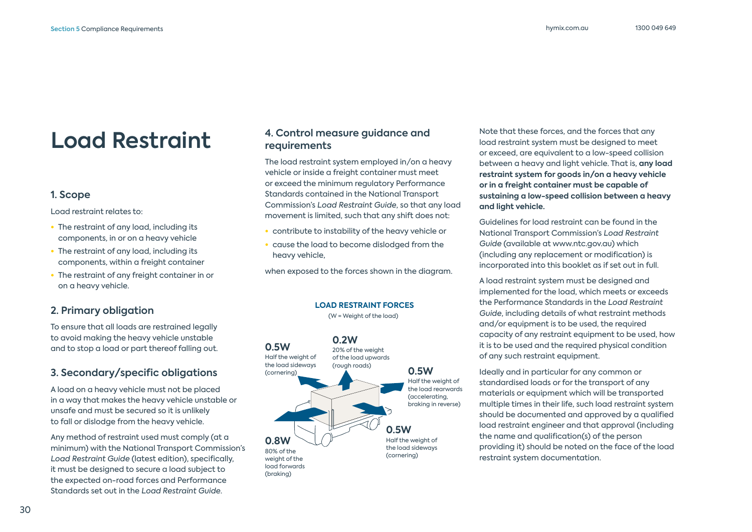# Load Restraint

## 1. Scope

Load restraint relates to:

- The restraint of any load, including its components, in or on a heavy vehicle
- The restraint of any load, including its components, within a freight container
- The restraint of any freight container in or on a heavy vehicle.

## 2. Primary obligation

To ensure that all loads are restrained legally to avoid making the heavy vehicle unstable and to stop a load or part thereof falling out.

## 3. Secondary/specific obligations

A load on a heavy vehicle must not be placed in a way that makes the heavy vehicle unstable or unsafe and must be secured so it is unlikely to fall or dislodge from the heavy vehicle.

Any method of restraint used must comply (at a minimum) with the National Transport Commission's *Load Restraint Guide* (latest edition), specifically, it must be designed to secure a load subject to the expected on-road forces and Performance Standards set out in the *Load Restraint Guide*.

## 4. Control measure guidance and requirements

The load restraint system employed in/on a heavy vehicle or inside a freight container must meet or exceed the minimum regulatory Performance Standards contained in the National Transport Commission's *Load Restraint Guide*, so that any load movement is limited, such that any shift does not:

- contribute to instability of the heavy vehicle or
- cause the load to become dislodged from the heavy vehicle,

when exposed to the forces shown in the diagram.

**LOAD RESTRAINT FORCES**

(W = Weight of the load)

- **0.5W** Half the weight of the load sideways (cornering)
- **0.2W** 20% of the weight of the load upwards (rough roads)
- **0.5W** Half the weight of the load rearwards (accelerating, braking in reverse)
- **0.5W** Half the weight of the load sideways (cornering)
- **0.8W** 80% of the weight of the load forwards (braking)

Note that these forces, and the forces that any load restraint system must be designed to meet or exceed, are equivalent to a low-speed collision between a heavy and light vehicle. That is, **any load restraint system for goods in/on a heavy vehicle or in a freight container must be capable of sustaining a low-speed collision between a heavy and light vehicle.**

Guidelines for load restraint can be found in the National Transport Commission's *Load Restraint Guide* (available at www.ntc.gov.au) which (including any replacement or modification) is incorporated into this booklet as if set out in full.

A load restraint system must be designed and implemented for the load, which meets or exceeds the Performance Standards in the *Load Restraint Guide*, including details of what restraint methods and/or equipment is to be used, the required capacity of any restraint equipment to be used, how it is to be used and the required physical condition of any such restraint equipment.

Ideally and in particular for any common or standardised loads or for the transport of any materials or equipment which will be transported multiple times in their life, such load restraint system should be documented and approved by a qualified load restraint engineer and that approval (including the name and qualification(s) of the person providing it) should be noted on the face of the load restraint system documentation.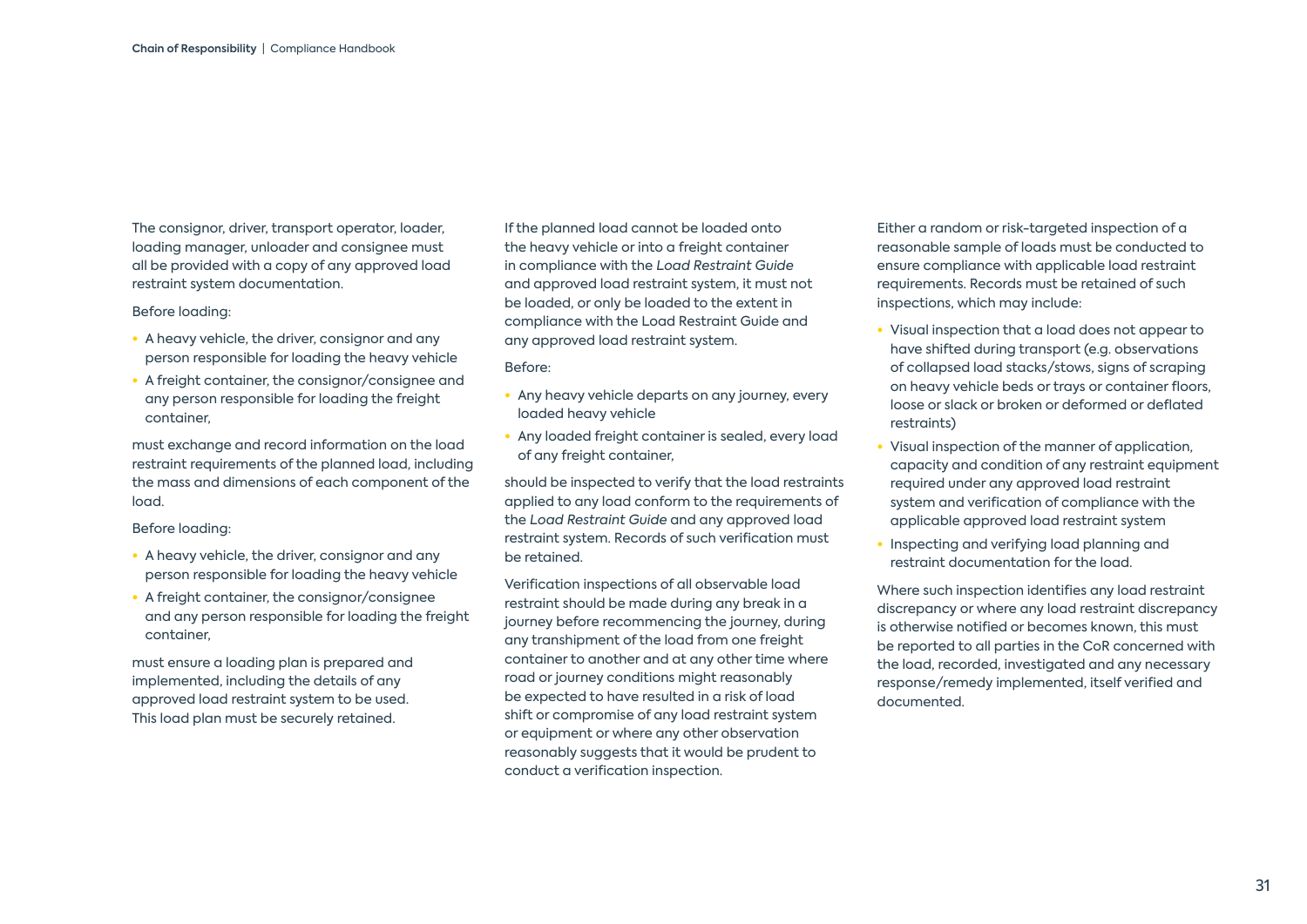The consignor, driver, transport operator, loader, loading manager, unloader and consignee must all be provided with a copy of any approved load restraint system documentation.

Before loading:

- A heavy vehicle, the driver, consignor and any person responsible for loading the heavy vehicle
- A freight container, the consignor/consignee and any person responsible for loading the freight container,

must exchange and record information on the load restraint requirements of the planned load, including the mass and dimensions of each component of the load.

Before loading:

- A heavy vehicle, the driver, consignor and any person responsible for loading the heavy vehicle
- A freight container, the consignor/consignee and any person responsible for loading the freight container,

must ensure a loading plan is prepared and implemented, including the details of any approved load restraint system to be used. This load plan must be securely retained.

If the planned load cannot be loaded onto the heavy vehicle or into a freight container in compliance with the *Load Restraint Guide* and approved load restraint system, it must not be loaded, or only be loaded to the extent in compliance with the Load Restraint Guide and any approved load restraint system.

Before:

- Any heavy vehicle departs on any journey, every loaded heavy vehicle
- Any loaded freight container is sealed, every load of any freight container,

should be inspected to verify that the load restraints applied to any load conform to the requirements of the *Load Restraint Guide* and any approved load restraint system. Records of such verification must be retained.

Verification inspections of all observable load restraint should be made during any break in a journey before recommencing the journey, during any transhipment of the load from one freight container to another and at any other time where road or journey conditions might reasonably be expected to have resulted in a risk of load shift or compromise of any load restraint system or equipment or where any other observation reasonably suggests that it would be prudent to conduct a verification inspection.

Either a random or risk-targeted inspection of a reasonable sample of loads must be conducted to ensure compliance with applicable load restraint requirements. Records must be retained of such inspections, which may include:

- Visual inspection that a load does not appear to have shifted during transport (e.g. observations of collapsed load stacks/stows, signs of scraping on heavy vehicle beds or trays or container floors, loose or slack or broken or deformed or deflated restraints)
- Visual inspection of the manner of application, capacity and condition of any restraint equipment required under any approved load restraint system and verification of compliance with the applicable approved load restraint system
- Inspecting and verifying load planning and restraint documentation for the load.

Where such inspection identifies any load restraint discrepancy or where any load restraint discrepancy is otherwise notified or becomes known, this must be reported to all parties in the CoR concerned with the load, recorded, investigated and any necessary response/remedy implemented, itself verified and documented.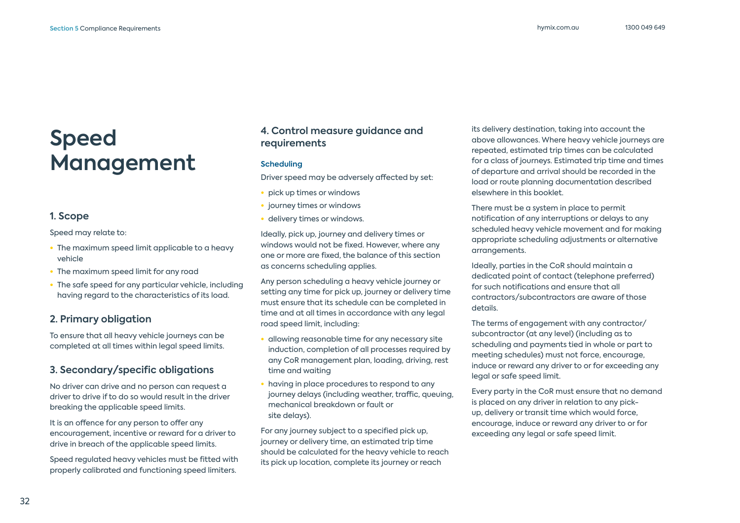# Speed Management

## 1. Scope

Speed may relate to:

- The maximum speed limit applicable to a heavy vehicle
- The maximum speed limit for any road
- The safe speed for any particular vehicle, including having regard to the characteristics of its load.

## 2. Primary obligation

To ensure that all heavy vehicle journeys can be completed at all times within legal speed limits.

## 3. Secondary/specific obligations

No driver can drive and no person can request a driver to drive if to do so would result in the driver breaking the applicable speed limits.

It is an offence for any person to offer any encouragement, incentive or reward for a driver to drive in breach of the applicable speed limits.

Speed regulated heavy vehicles must be fitted with properly calibrated and functioning speed limiters.

## 4. Control measure guidance and requirements

### Scheduling

Driver speed may be adversely affected by set:

- pick up times or windows
- journey times or windows
- delivery times or windows.

Ideally, pick up, journey and delivery times or windows would not be fixed. However, where any one or more are fixed, the balance of this section as concerns scheduling applies.

Any person scheduling a heavy vehicle journey or setting any time for pick up, journey or delivery time must ensure that its schedule can be completed in time and at all times in accordance with any legal road speed limit, including:

- allowing reasonable time for any necessary site induction, completion of all processes required by any CoR management plan, loading, driving, rest time and waiting
- having in place procedures to respond to any journey delays (including weather, traffic, queuing, mechanical breakdown or fault or site delays).

For any journey subject to a specified pick up, journey or delivery time, an estimated trip time should be calculated for the heavy vehicle to reach its pick up location, complete its journey or reach its delivery destination, taking into account the above allowances. Where heavy vehicle journeys are repeated, estimated trip times can be calculated for a class of journeys. Estimated trip time and times of departure and arrival should be recorded in the load or route planning documentation described elsewhere in this booklet.

There must be a system in place to permit notification of any interruptions or delays to any scheduled heavy vehicle movement and for making appropriate scheduling adjustments or alternative arrangements.

Ideally, parties in the CoR should maintain a dedicated point of contact (telephone preferred) for such notifications and ensure that all contractors/subcontractors are aware of those details.

The terms of engagement with any contractor/subcontractor (at any level) (including as to scheduling and payments tied in whole or part to meeting schedules) must not force, encourage, induce or reward any driver to or for exceeding any legal or safe speed limit.

Every party in the CoR must ensure that no demand is placed on any driver in relation to any pick-up, delivery or transit time which would force, encourage, induce or reward any driver to or for exceeding any legal or safe speed limit.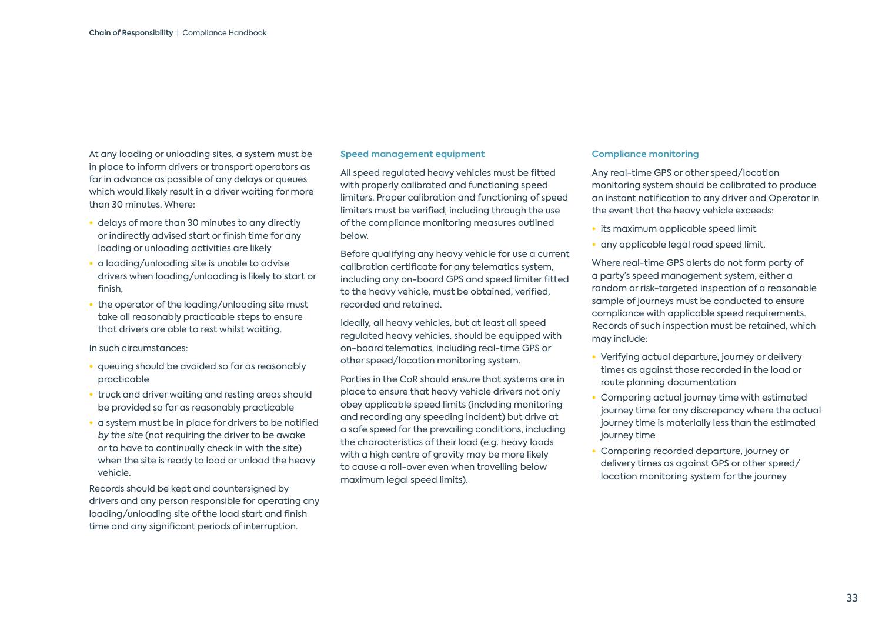At any loading or unloading sites, a system must be in place to inform drivers or transport operators as far in advance as possible of any delays or queues which would likely result in a driver waiting for more than 30 minutes. Where:

- delays of more than 30 minutes to any directly or indirectly advised start or finish time for any loading or unloading activities are likely
- a loading/unloading site is unable to advise drivers when loading/unloading is likely to start or finish,
- the operator of the loading/unloading site must take all reasonably practicable steps to ensure that drivers are able to rest whilst waiting.

In such circumstances:

- queuing should be avoided so far as reasonably practicable
- truck and driver waiting and resting areas should be provided so far as reasonably practicable
- a system must be in place for drivers to be notified *by the site* (not requiring the driver to be awake or to have to continually check in with the site) when the site is ready to load or unload the heavy vehicle.

Records should be kept and countersigned by drivers and any person responsible for operating any loading/unloading site of the load start and finish time and any significant periods of interruption.

### Speed management equipment

All speed regulated heavy vehicles must be fitted with properly calibrated and functioning speed limiters. Proper calibration and functioning of speed limiters must be verified, including through the use of the compliance monitoring measures outlined below.

Before qualifying any heavy vehicle for use a current calibration certificate for any telematics system, including any on-board GPS and speed limiter fitted to the heavy vehicle, must be obtained, verified, recorded and retained.

Ideally, all heavy vehicles, but at least all speed regulated heavy vehicles, should be equipped with on-board telematics, including real-time GPS or other speed/location monitoring system.

Parties in the CoR should ensure that systems are in place to ensure that heavy vehicle drivers not only obey applicable speed limits (including monitoring and recording any speeding incident) but drive at a safe speed for the prevailing conditions, including the characteristics of their load (e.g. heavy loads with a high centre of gravity may be more likely to cause a roll-over even when travelling below maximum legal speed limits).

### Compliance monitoring

Any real-time GPS or other speed/location monitoring system should be calibrated to produce an instant notification to any driver and Operator in the event that the heavy vehicle exceeds:

- its maximum applicable speed limit
- any applicable legal road speed limit.

Where real-time GPS alerts do not form party of a party's speed management system, either a random or risk-targeted inspection of a reasonable sample of journeys must be conducted to ensure compliance with applicable speed requirements. Records of such inspection must be retained, which may include:

- Verifying actual departure, journey or delivery times as against those recorded in the load or route planning documentation
- Comparing actual journey time with estimated journey time for any discrepancy where the actual journey time is materially less than the estimated journey time
- Comparing recorded departure, journey or delivery times as against GPS or other speed/location monitoring system for the journey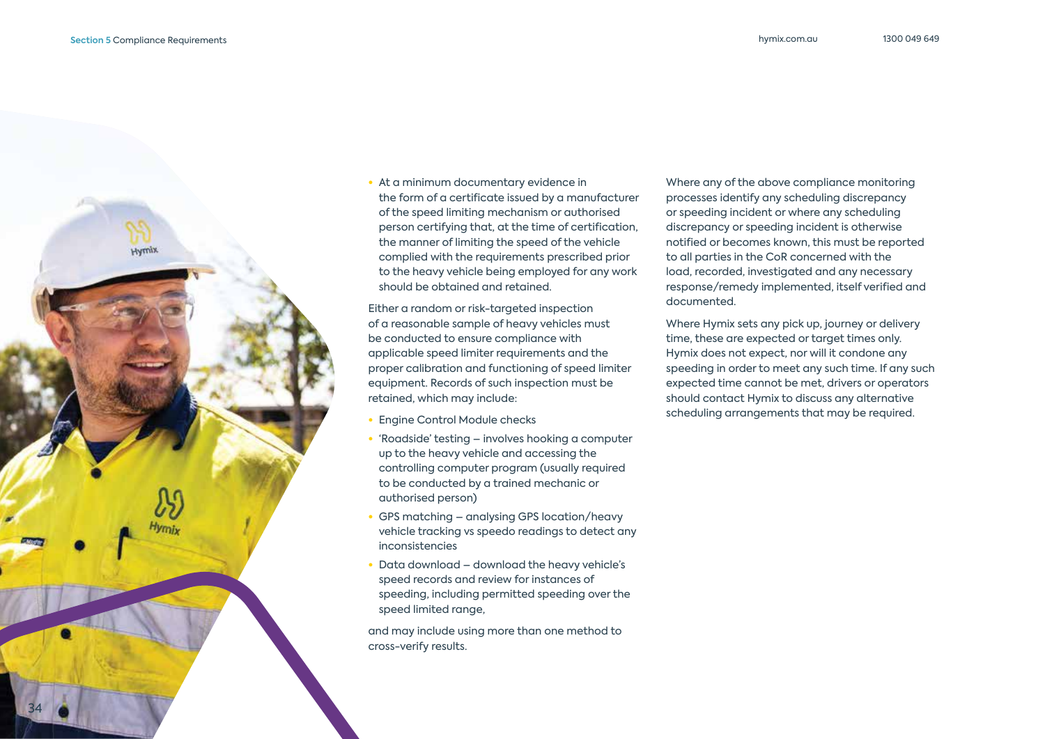- At a minimum documentary evidence in the form of a certificate issued by a manufacturer of the speed limiting mechanism or authorised person certifying that, at the time of certification, the manner of limiting the speed of the vehicle complied with the requirements prescribed prior to the heavy vehicle being employed for any work should be obtained and retained.

Either a random or risk-targeted inspection of a reasonable sample of heavy vehicles must be conducted to ensure compliance with applicable speed limiter requirements and the proper calibration and functioning of speed limiter equipment. Records of such inspection must be retained, which may include:

- Engine Control Module checks
- 'Roadside' testing – involves hooking a computer up to the heavy vehicle and accessing the controlling computer program (usually required to be conducted by a trained mechanic or authorised person)
- GPS matching – analysing GPS location/heavy vehicle tracking vs speedo readings to detect any inconsistencies
- Data download – download the heavy vehicle's speed records and review for instances of speeding, including permitted speeding over the speed limited range,

and may include using more than one method to cross-verify results.

Where any of the above compliance monitoring processes identify any scheduling discrepancy or speeding incident or where any scheduling discrepancy or speeding incident is otherwise notified or becomes known, this must be reported to all parties in the CoR concerned with the load, recorded, investigated and any necessary response/remedy implemented, itself verified and documented.

Where Hymix sets any pick up, journey or delivery time, these are expected or target times only. Hymix does not expect, nor will it condone any speeding in order to meet any such time. If any such expected time cannot be met, drivers or operators should contact Hymix to discuss any alternative scheduling arrangements that may be required.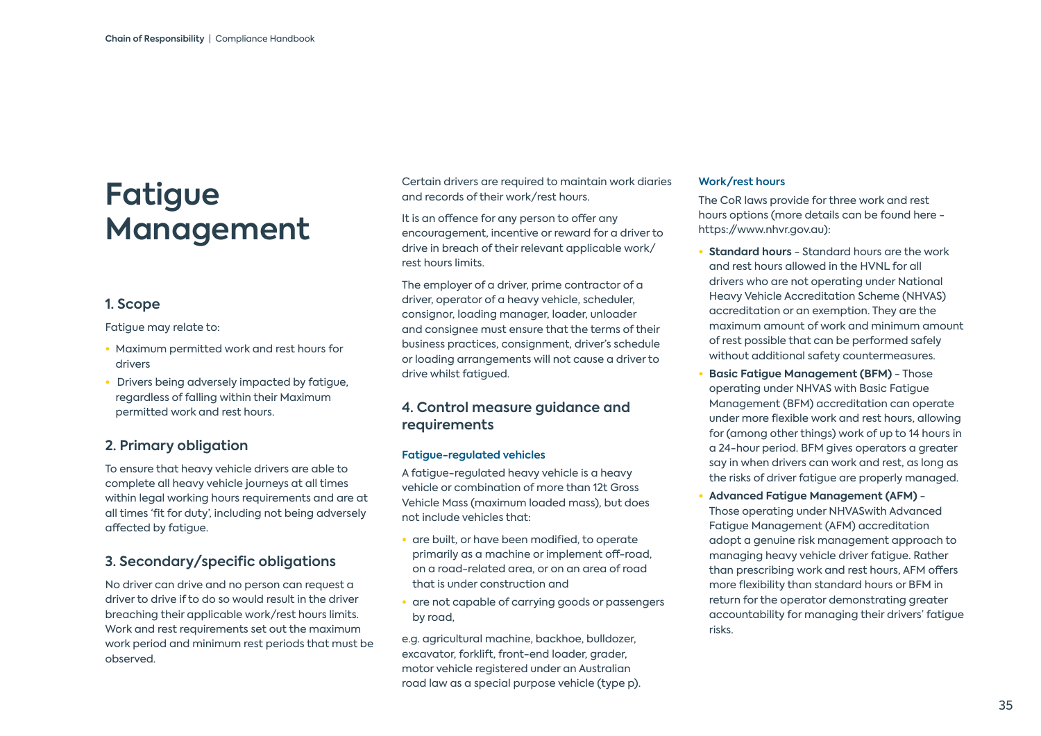# Fatigue Management

## 1. Scope

Fatigue may relate to:

- Maximum permitted work and rest hours for drivers
- Drivers being adversely impacted by fatigue, regardless of falling within their Maximum permitted work and rest hours.

## 2. Primary obligation

To ensure that heavy vehicle drivers are able to complete all heavy vehicle journeys at all times within legal working hours requirements and are at all times 'fit for duty', including not being adversely affected by fatigue.

## 3. Secondary/specific obligations

No driver can drive and no person can request a driver to drive if to do so would result in the driver breaching their applicable work/rest hours limits. Work and rest requirements set out the maximum work period and minimum rest periods that must be observed.

Certain drivers are required to maintain work diaries and records of their work/rest hours.

It is an offence for any person to offer any encouragement, incentive or reward for a driver to drive in breach of their relevant applicable work/rest hours limits.

The employer of a driver, prime contractor of a driver, operator of a heavy vehicle, scheduler, consignor, loading manager, loader, unloader and consignee must ensure that the terms of their business practices, consignment, driver's schedule or loading arrangements will not cause a driver to drive whilst fatigued.

## 4. Control measure guidance and requirements

### Fatigue-regulated vehicles

A fatigue-regulated vehicle is a heavy vehicle or combination of more than 12t Gross Vehicle Mass (maximum loaded mass), but does not include vehicles that:

- are built, or have been modified, to operate primarily as a machine or implement off-road, on a road-related area, or on an area of road that is under construction and
- are not capable of carrying goods or passengers by road,

e.g. agricultural machine, backhoe, bulldozer, excavator, forklift, front-end loader, grader, motor vehicle registered under an Australian road law as a special purpose vehicle (type p).

### Work/rest hours

The CoR laws provide for three work and rest hours options (more details can be found here - https://www.nhvr.gov.au):

- **Standard hours** - Standard hours are the work and rest hours allowed in the HVNL for all drivers who are not operating under National Heavy Vehicle Accreditation Scheme (NHVAS) accreditation or an exemption. They are the maximum amount of work and minimum amount of rest possible that can be performed safely without additional safety countermeasures.
- **Basic Fatigue Management (BFM)** - Those operating under NHVAS with Basic Fatigue Management (BFM) accreditation can operate under more flexible work and rest hours, allowing for (among other things) work of up to 14 hours in a 24-hour period. BFM gives operators a greater say in when drivers can work and rest, as long as the risks of driver fatigue are properly managed.
- **Advanced Fatigue Management (AFM)** - Those operating under NHVASwith Advanced Fatigue Management (AFM) accreditation adopt a genuine risk management approach to managing heavy vehicle driver fatigue. Rather than prescribing work and rest hours, AFM offers more flexibility than standard hours or BFM in return for the operator demonstrating greater accountability for managing their drivers' fatigue risks.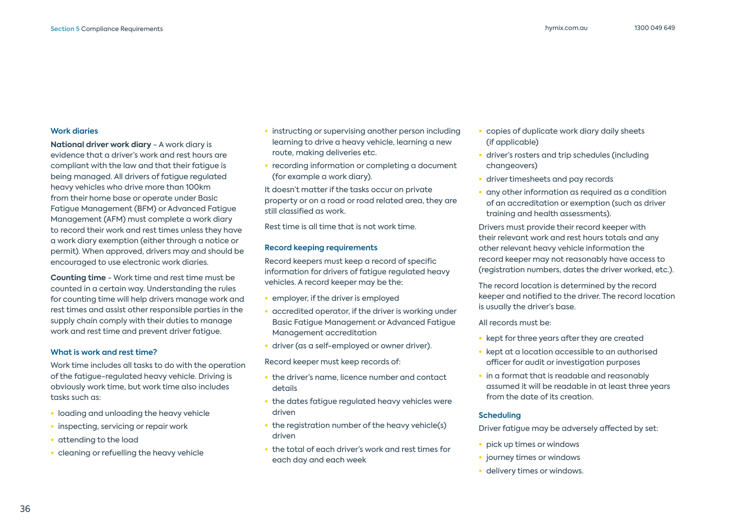## Work diaries

**National driver work diary** – A work diary is evidence that a driver's work and rest hours are compliant with the law and that their fatigue is being managed. All drivers of fatigue regulated heavy vehicles who drive more than 100km from their home base or operate under Basic Fatigue Management (BFM) or Advanced Fatigue Management (AFM) must complete a work diary to record their work and rest times unless they have a work diary exemption (either through a notice or permit). When approved, drivers may and should be encouraged to use electronic work diaries.

**Counting time** – Work time and rest time must be counted in a certain way. Understanding the rules for counting time will help drivers manage work and rest times and assist other responsible parties in the supply chain comply with their duties to manage work and rest time and prevent driver fatigue.

## What is work and rest time?

Work time includes all tasks to do with the operation of the fatigue-regulated heavy vehicle. Driving is obviously work time, but work time also includes tasks such as:

- loading and unloading the heavy vehicle
- inspecting, servicing or repair work
- attending to the load
- cleaning or refuelling the heavy vehicle
- instructing or supervising another person including learning to drive a heavy vehicle, learning a new route, making deliveries etc.
- recording information or completing a document (for example a work diary).

It doesn't matter if the tasks occur on private property or on a road or road related area, they are still classified as work.

Rest time is all time that is not work time.

## Record keeping requirements

Record keepers must keep a record of specific information for drivers of fatigue regulated heavy vehicles. A record keeper may be the:

- employer, if the driver is employed
- accredited operator, if the driver is working under Basic Fatigue Management or Advanced Fatigue Management accreditation
- driver (as a self-employed or owner driver).

Record keeper must keep records of:

- the driver's name, licence number and contact details
- the dates fatigue regulated heavy vehicles were driven
- the registration number of the heavy vehicle(s) driven
- the total of each driver's work and rest times for each day and each week
- copies of duplicate work diary daily sheets (if applicable)
- driver's rosters and trip schedules (including changeovers)
- driver timesheets and pay records
- any other information as required as a condition of an accreditation or exemption (such as driver training and health assessments).

Drivers must provide their record keeper with their relevant work and rest hours totals and any other relevant heavy vehicle information the record keeper may not reasonably have access to (registration numbers, dates the driver worked, etc.).

The record location is determined by the record keeper and notified to the driver. The record location is usually the driver's base.

All records must be:

- kept for three years after they are created
- kept at a location accessible to an authorised officer for audit or investigation purposes
- in a format that is readable and reasonably assumed it will be readable in at least three years from the date of its creation.

## Scheduling

Driver fatigue may be adversely affected by set:

- pick up times or windows
- journey times or windows
- delivery times or windows.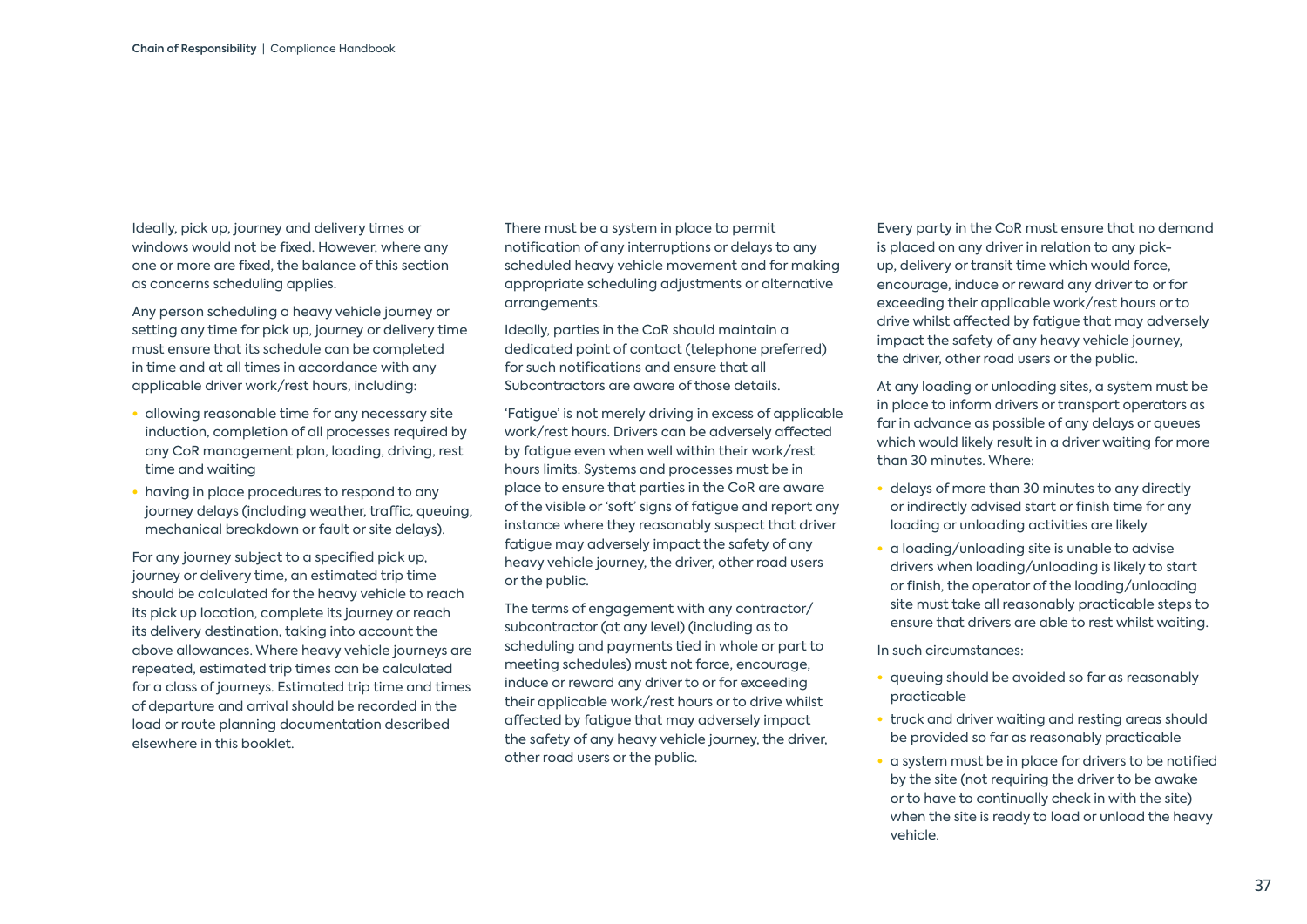Ideally, pick up, journey and delivery times or windows would not be fixed. However, where any one or more are fixed, the balance of this section as concerns scheduling applies.

Any person scheduling a heavy vehicle journey or setting any time for pick up, journey or delivery time must ensure that its schedule can be completed in time and at all times in accordance with any applicable driver work/rest hours, including:

- allowing reasonable time for any necessary site induction, completion of all processes required by any CoR management plan, loading, driving, rest time and waiting
- having in place procedures to respond to any journey delays (including weather, traffic, queuing, mechanical breakdown or fault or site delays).

For any journey subject to a specified pick up, journey or delivery time, an estimated trip time should be calculated for the heavy vehicle to reach its pick up location, complete its journey or reach its delivery destination, taking into account the above allowances. Where heavy vehicle journeys are repeated, estimated trip times can be calculated for a class of journeys. Estimated trip time and times of departure and arrival should be recorded in the load or route planning documentation described elsewhere in this booklet.

There must be a system in place to permit notification of any interruptions or delays to any scheduled heavy vehicle movement and for making appropriate scheduling adjustments or alternative arrangements.

Ideally, parties in the CoR should maintain a dedicated point of contact (telephone preferred) for such notifications and ensure that all Subcontractors are aware of those details.

'Fatigue' is not merely driving in excess of applicable work/rest hours. Drivers can be adversely affected by fatigue even when well within their work/rest hours limits. Systems and processes must be in place to ensure that parties in the CoR are aware of the visible or 'soft' signs of fatigue and report any instance where they reasonably suspect that driver fatigue may adversely impact the safety of any heavy vehicle journey, the driver, other road users or the public.

The terms of engagement with any contractor/subcontractor (at any level) (including as to scheduling and payments tied in whole or part to meeting schedules) must not force, encourage, induce or reward any driver to or for exceeding their applicable work/rest hours or to drive whilst affected by fatigue that may adversely impact the safety of any heavy vehicle journey, the driver, other road users or the public.

Every party in the CoR must ensure that no demand is placed on any driver in relation to any pick-up, delivery or transit time which would force, encourage, induce or reward any driver to or for exceeding their applicable work/rest hours or to drive whilst affected by fatigue that may adversely impact the safety of any heavy vehicle journey, the driver, other road users or the public.

At any loading or unloading sites, a system must be in place to inform drivers or transport operators as far in advance as possible of any delays or queues which would likely result in a driver waiting for more than 30 minutes. Where:

- delays of more than 30 minutes to any directly or indirectly advised start or finish time for any loading or unloading activities are likely
- a loading/unloading site is unable to advise drivers when loading/unloading is likely to start or finish, the operator of the loading/unloading site must take all reasonably practicable steps to ensure that drivers are able to rest whilst waiting.

In such circumstances:

- queuing should be avoided so far as reasonably practicable
- truck and driver waiting and resting areas should be provided so far as reasonably practicable
- a system must be in place for drivers to be notified by the site (not requiring the driver to be awake or to have to continually check in with the site) when the site is ready to load or unload the heavy vehicle.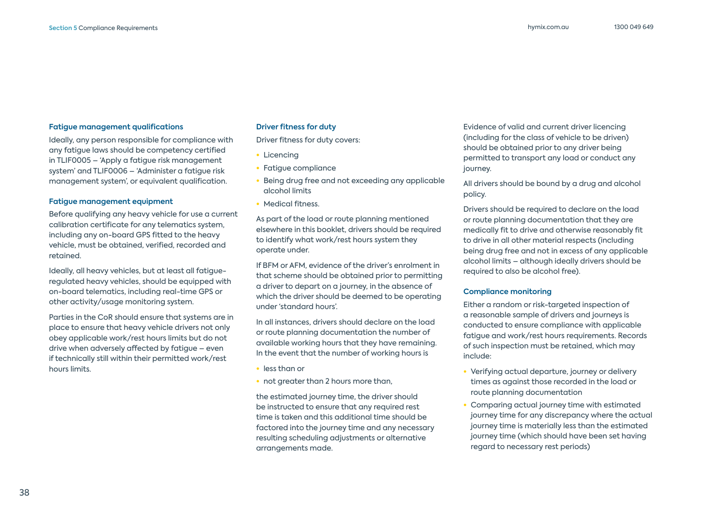### Fatigue management qualifications

Ideally, any person responsible for compliance with any fatigue laws should be competency certified in TLIF0005 – 'Apply a fatigue risk management system' and TLIF0006 – 'Administer a fatigue risk management system', or equivalent qualification.

### Fatigue management equipment

Before qualifying any heavy vehicle for use a current calibration certificate for any telematics system, including any on-board GPS fitted to the heavy vehicle, must be obtained, verified, recorded and retained.

Ideally, all heavy vehicles, but at least all fatigue-regulated heavy vehicles, should be equipped with on-board telematics, including real-time GPS or other activity/usage monitoring system.

Parties in the CoR should ensure that systems are in place to ensure that heavy vehicle drivers not only obey applicable work/rest hours limits but do not drive when adversely affected by fatigue – even if technically still within their permitted work/rest hours limits.

### Driver fitness for duty

Driver fitness for duty covers:

- Licencing
- Fatigue compliance
- Being drug free and not exceeding any applicable alcohol limits
- Medical fitness.

As part of the load or route planning mentioned elsewhere in this booklet, drivers should be required to identify what work/rest hours system they operate under.

If BFM or AFM, evidence of the driver's enrolment in that scheme should be obtained prior to permitting a driver to depart on a journey, in the absence of which the driver should be deemed to be operating under 'standard hours'.

In all instances, drivers should declare on the load or route planning documentation the number of available working hours that they have remaining. In the event that the number of working hours is

- less than or
- not greater than 2 hours more than,

the estimated journey time, the driver should be instructed to ensure that any required rest time is taken and this additional time should be factored into the journey time and any necessary resulting scheduling adjustments or alternative arrangements made.

Evidence of valid and current driver licencing (including for the class of vehicle to be driven) should be obtained prior to any driver being permitted to transport any load or conduct any journey.

All drivers should be bound by a drug and alcohol policy.

Drivers should be required to declare on the load or route planning documentation that they are medically fit to drive and otherwise reasonably fit to drive in all other material respects (including being drug free and not in excess of any applicable alcohol limits – although ideally drivers should be required to also be alcohol free).

### Compliance monitoring

Either a random or risk-targeted inspection of a reasonable sample of drivers and journeys is conducted to ensure compliance with applicable fatigue and work/rest hours requirements. Records of such inspection must be retained, which may include:

- Verifying actual departure, journey or delivery times as against those recorded in the load or route planning documentation
- Comparing actual journey time with estimated journey time for any discrepancy where the actual journey time is materially less than the estimated journey time (which should have been set having regard to necessary rest periods)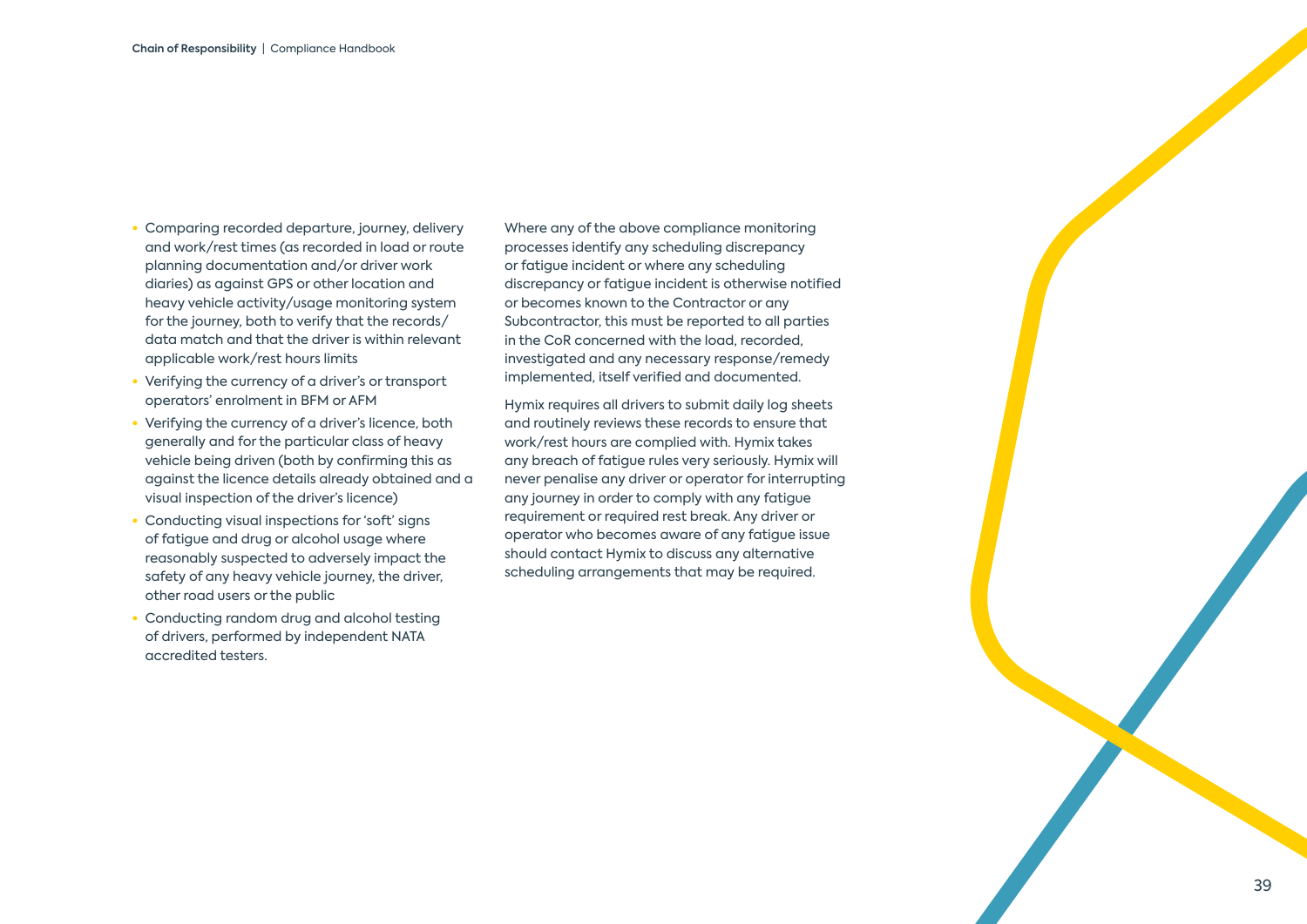- Comparing recorded departure, journey, delivery and work/rest times (as recorded in load or route planning documentation and/or driver work diaries) as against GPS or other location and heavy vehicle activity/usage monitoring system for the journey, both to verify that the records/data match and that the driver is within relevant applicable work/rest hours limits
- Verifying the currency of a driver's or transport operators' enrolment in BFM or AFM
- Verifying the currency of a driver's licence, both generally and for the particular class of heavy vehicle being driven (both by confirming this as against the licence details already obtained and a visual inspection of the driver's licence)
- Conducting visual inspections for 'soft' signs of fatigue and drug or alcohol usage where reasonably suspected to adversely impact the safety of any heavy vehicle journey, the driver, other road users or the public
- Conducting random drug and alcohol testing of drivers, performed by independent NATA accredited testers.

Where any of the above compliance monitoring processes identify any scheduling discrepancy or fatigue incident or where any scheduling discrepancy or fatigue incident is otherwise notified or becomes known to the Contractor or any Subcontractor, this must be reported to all parties in the CoR concerned with the load, recorded, investigated and any necessary response/remedy implemented, itself verified and documented.

Hymix requires all drivers to submit daily log sheets and routinely reviews these records to ensure that work/rest hours are complied with. Hymix takes any breach of fatigue rules very seriously. Hymix will never penalise any driver or operator for interrupting any journey in order to comply with any fatigue requirement or required rest break. Any driver or operator who becomes aware of any fatigue issue should contact Hymix to discuss any alternative scheduling arrangements that may be required.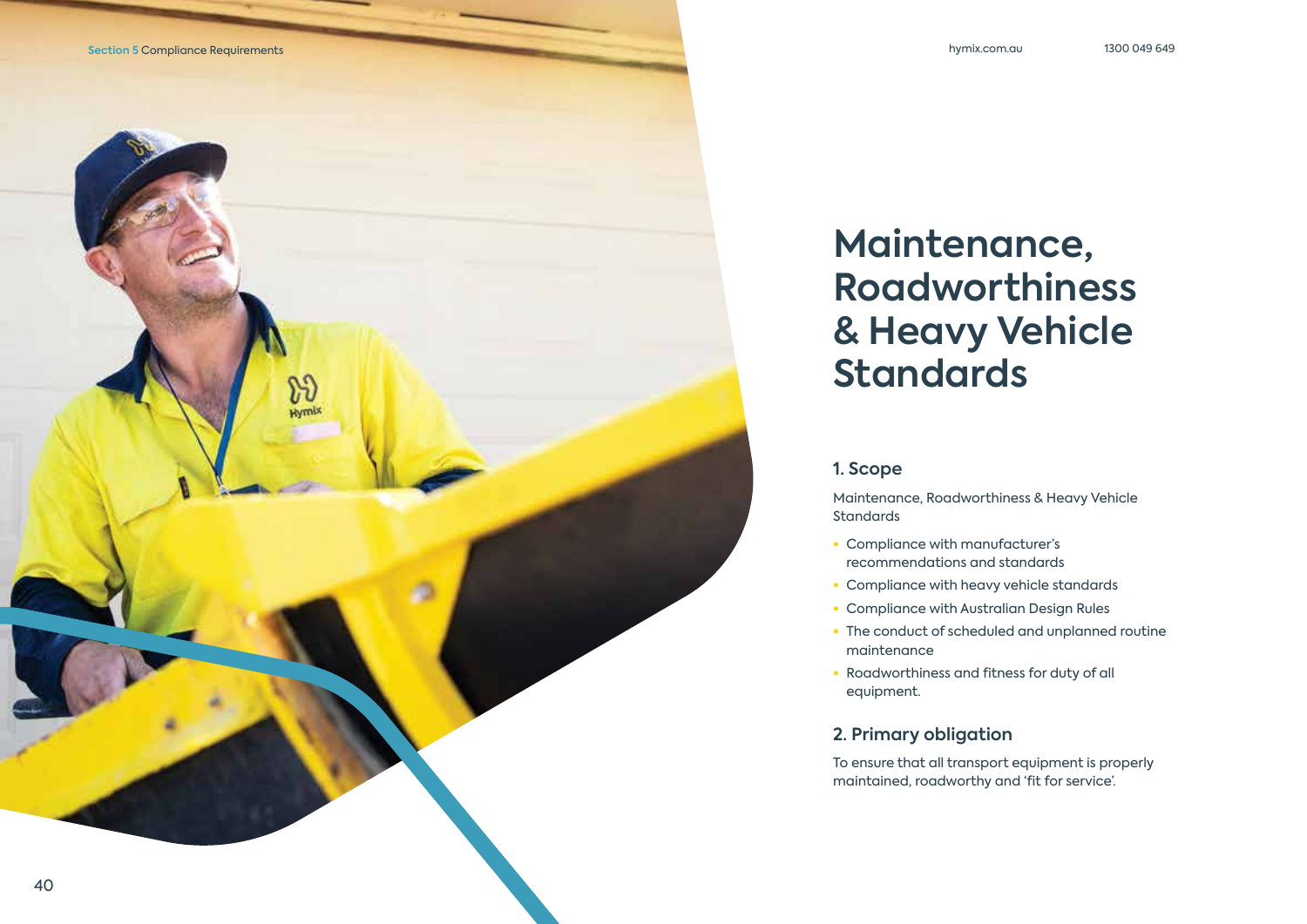# Maintenance, Roadworthiness & Heavy Vehicle Standards

## 1. Scope

Maintenance, Roadworthiness & Heavy Vehicle Standards

- Compliance with manufacturer's recommendations and standards
- Compliance with heavy vehicle standards
- Compliance with Australian Design Rules
- The conduct of scheduled and unplanned routine maintenance
- Roadworthiness and fitness for duty of all equipment.

## 2. Primary obligation

To ensure that all transport equipment is properly maintained, roadworthy and 'fit for service'.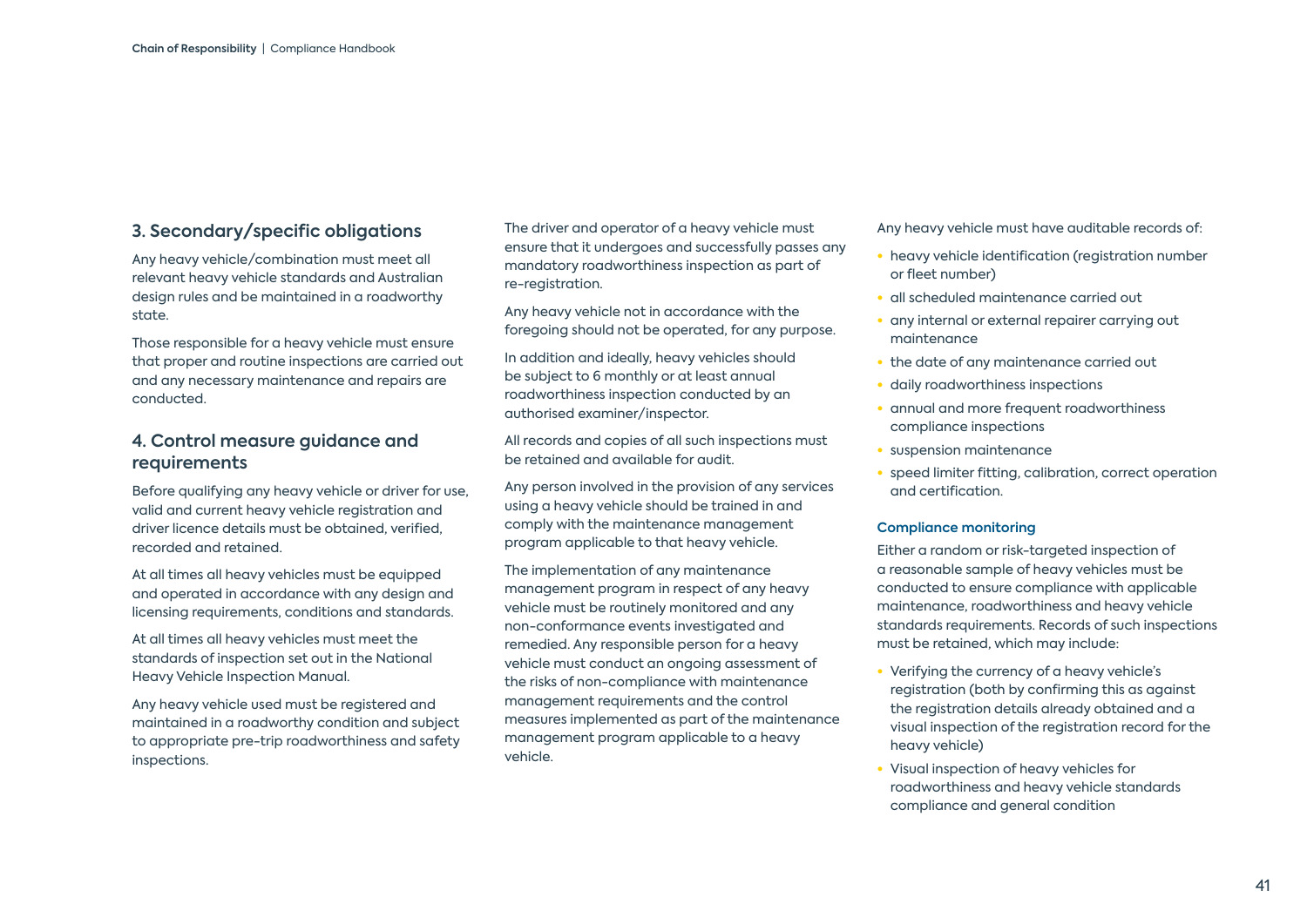## 3. Secondary/specific obligations

Any heavy vehicle/combination must meet all relevant heavy vehicle standards and Australian design rules and be maintained in a roadworthy state.

Those responsible for a heavy vehicle must ensure that proper and routine inspections are carried out and any necessary maintenance and repairs are conducted.

## 4. Control measure guidance and requirements

Before qualifying any heavy vehicle or driver for use, valid and current heavy vehicle registration and driver licence details must be obtained, verified, recorded and retained.

At all times all heavy vehicles must be equipped and operated in accordance with any design and licensing requirements, conditions and standards.

At all times all heavy vehicles must meet the standards of inspection set out in the National Heavy Vehicle Inspection Manual.

Any heavy vehicle used must be registered and maintained in a roadworthy condition and subject to appropriate pre-trip roadworthiness and safety inspections.

The driver and operator of a heavy vehicle must ensure that it undergoes and successfully passes any mandatory roadworthiness inspection as part of re-registration.

Any heavy vehicle not in accordance with the foregoing should not be operated, for any purpose.

In addition and ideally, heavy vehicles should be subject to 6 monthly or at least annual roadworthiness inspection conducted by an authorised examiner/inspector.

All records and copies of all such inspections must be retained and available for audit.

Any person involved in the provision of any services using a heavy vehicle should be trained in and comply with the maintenance management program applicable to that heavy vehicle.

The implementation of any maintenance management program in respect of any heavy vehicle must be routinely monitored and any non-conformance events investigated and remedied. Any responsible person for a heavy vehicle must conduct an ongoing assessment of the risks of non-compliance with maintenance management requirements and the control measures implemented as part of the maintenance management program applicable to a heavy vehicle.

Any heavy vehicle must have auditable records of:

- heavy vehicle identification (registration number or fleet number)
- all scheduled maintenance carried out
- any internal or external repairer carrying out maintenance
- the date of any maintenance carried out
- daily roadworthiness inspections
- annual and more frequent roadworthiness compliance inspections
- suspension maintenance
- speed limiter fitting, calibration, correct operation and certification.

### Compliance monitoring

Either a random or risk-targeted inspection of a reasonable sample of heavy vehicles must be conducted to ensure compliance with applicable maintenance, roadworthiness and heavy vehicle standards requirements. Records of such inspections must be retained, which may include:

- Verifying the currency of a heavy vehicle's registration (both by confirming this as against the registration details already obtained and a visual inspection of the registration record for the heavy vehicle)
- Visual inspection of heavy vehicles for roadworthiness and heavy vehicle standards compliance and general condition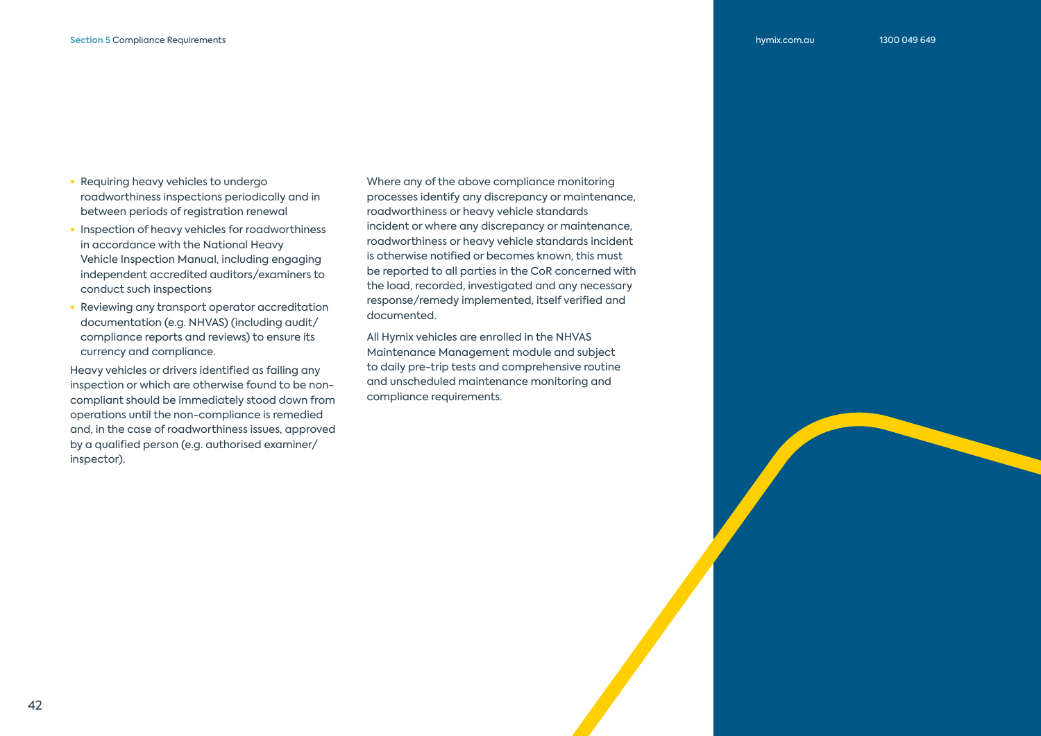- Requiring heavy vehicles to undergo roadworthiness inspections periodically and in between periods of registration renewal
- Inspection of heavy vehicles for roadworthiness in accordance with the National Heavy Vehicle Inspection Manual, including engaging independent accredited auditors/examiners to conduct such inspections
- Reviewing any transport operator accreditation documentation (e.g. NHVAS) (including audit/compliance reports and reviews) to ensure its currency and compliance.

Heavy vehicles or drivers identified as failing any inspection or which are otherwise found to be non-compliant should be immediately stood down from operations until the non-compliance is remedied and, in the case of roadworthiness issues, approved by a qualified person (e.g. authorised examiner/inspector).

Where any of the above compliance monitoring processes identify any discrepancy or maintenance, roadworthiness or heavy vehicle standards incident or where any discrepancy or maintenance, roadworthiness or heavy vehicle standards incident is otherwise notified or becomes known, this must be reported to all parties in the CoR concerned with the load, recorded, investigated and any necessary response/remedy implemented, itself verified and documented.

All Hymix vehicles are enrolled in the NHVAS Maintenance Management module and subject to daily pre-trip tests and comprehensive routine and unscheduled maintenance monitoring and compliance requirements.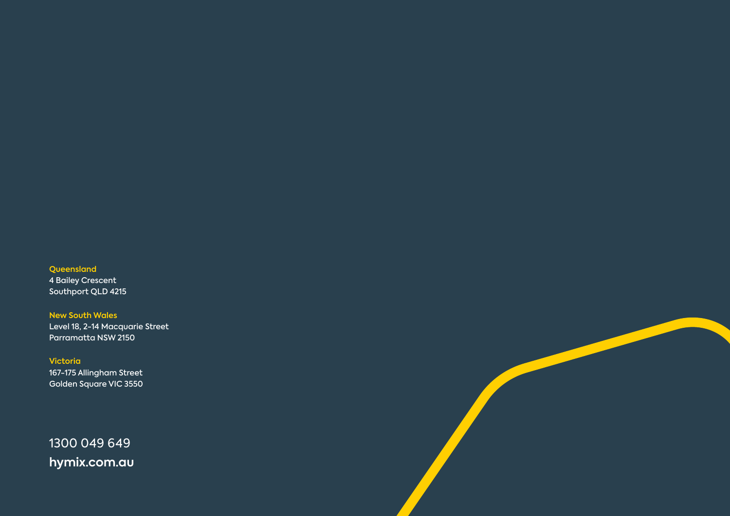**Queensland**
4 Bailey Crescent
Southport QLD 4215

**New South Wales**
Level 18, 2-14 Macquarie Street
Parramatta NSW 2150

**Victoria**
167-175 Allingham Street
Golden Square VIC 3550

1300 049 649

**hymix.com.au**